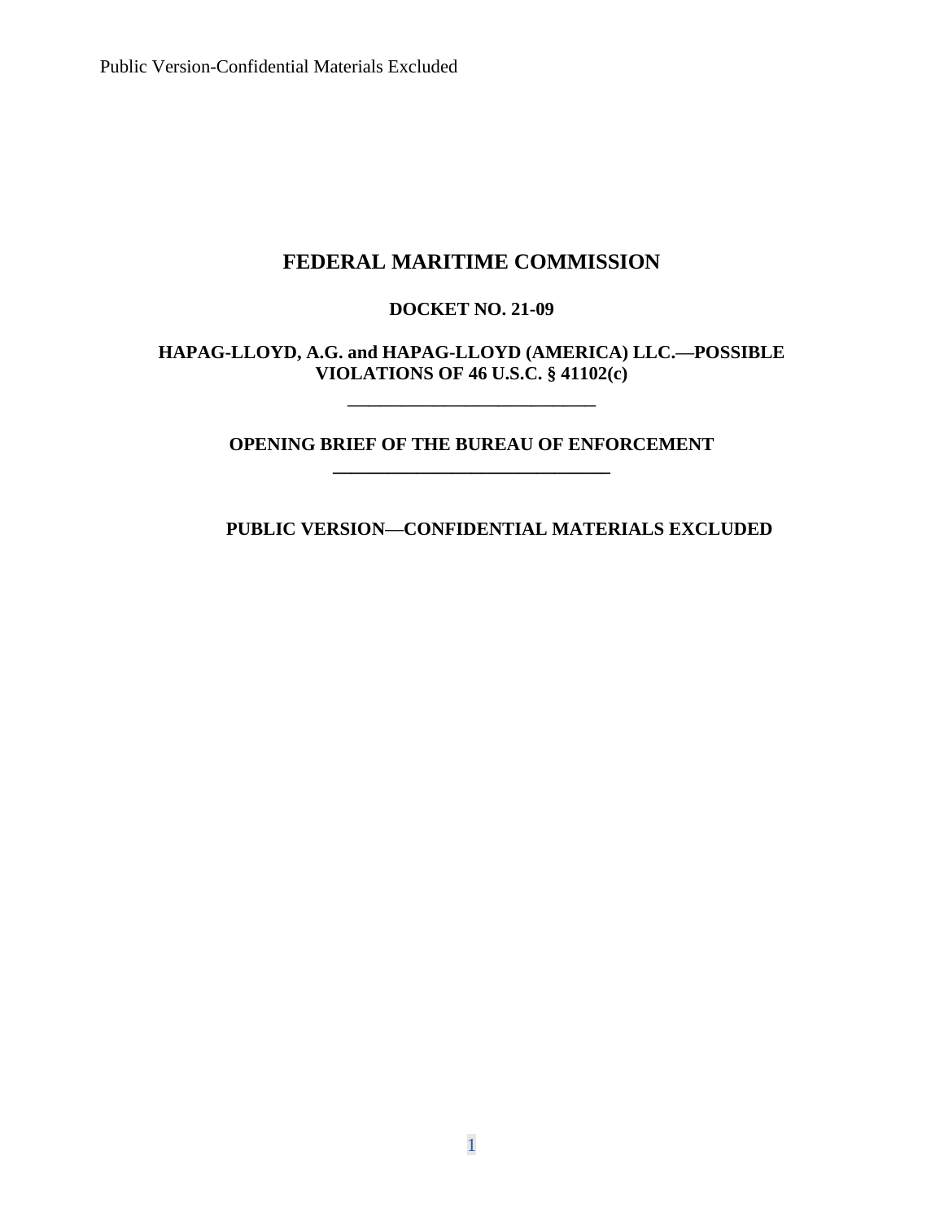# FEDERAL MARITIME COMMISSION

**DOCKET NO. 21-09**

**HAPAG-LLOYD, A.G. and HAPAG-LLOYD (AMERICA) LLC.—POSSIBLE VIOLATIONS OF 46 U.S.C. § 41102(c)**

---

**OPENING BRIEF OF THE BUREAU OF ENFORCEMENT**

---

**PUBLIC VERSION—CONFIDENTIAL MATERIALS EXCLUDED**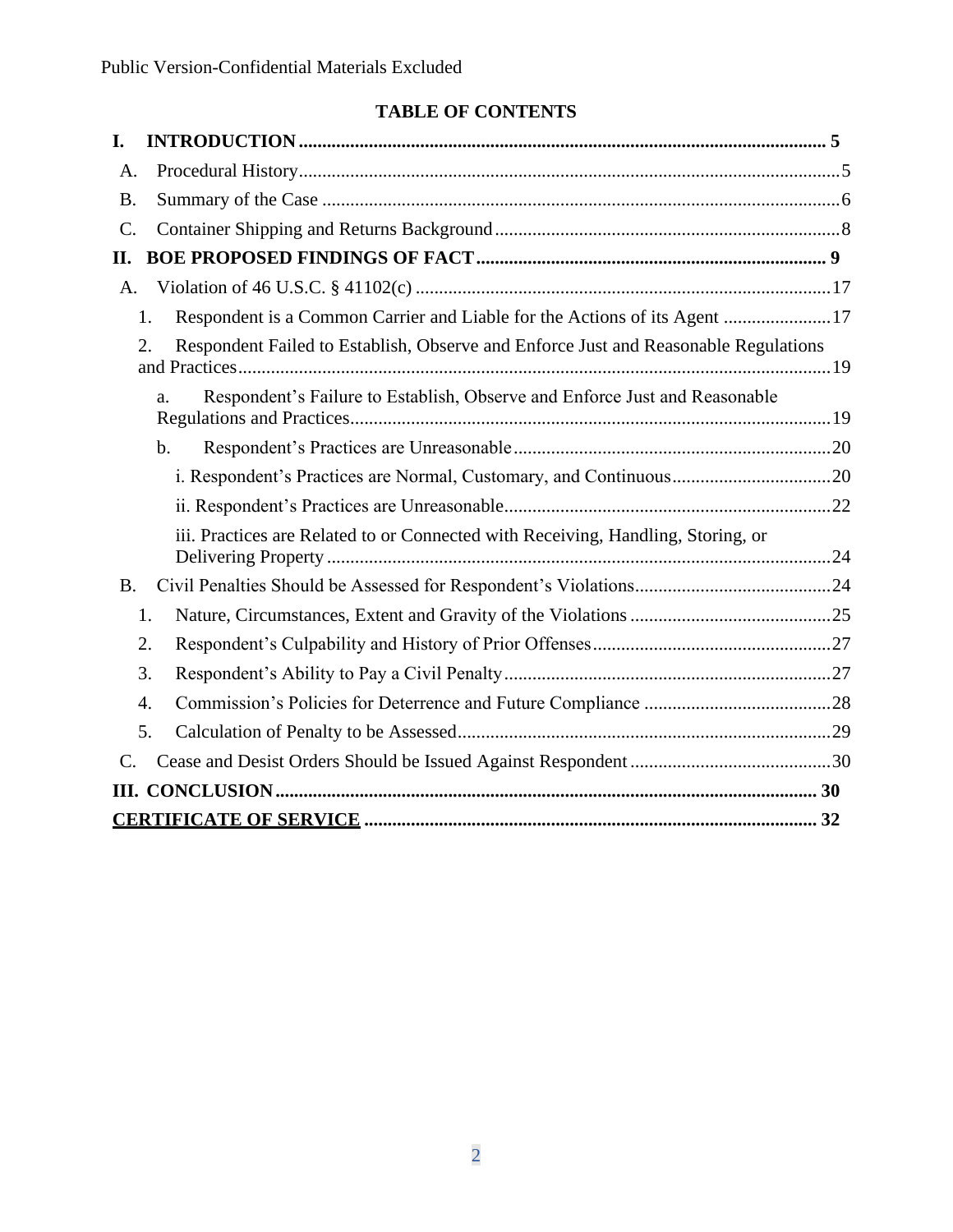Public Version-Confidential Materials Excluded

**TABLE OF CONTENTS**

**I. INTRODUCTION** ..... **5**

A. Procedural History ..... 5

B. Summary of the Case ..... 6

C. Container Shipping and Returns Background ..... 8

**II. BOE PROPOSED FINDINGS OF FACT** ..... **9**

A. Violation of 46 U.S.C. § 41102(c) ..... 17

1. Respondent is a Common Carrier and Liable for the Actions of its Agent ..... 17

2. Respondent Failed to Establish, Observe and Enforce Just and Reasonable Regulations and Practices ..... 19

a. Respondent's Failure to Establish, Observe and Enforce Just and Reasonable Regulations and Practices ..... 19

b. Respondent's Practices are Unreasonable ..... 20

i. Respondent's Practices are Normal, Customary, and Continuous ..... 20

ii. Respondent's Practices are Unreasonable ..... 22

iii. Practices are Related to or Connected with Receiving, Handling, Storing, or Delivering Property ..... 24

B. Civil Penalties Should be Assessed for Respondent's Violations ..... 24

1. Nature, Circumstances, Extent and Gravity of the Violations ..... 25

2. Respondent's Culpability and History of Prior Offenses ..... 27

3. Respondent's Ability to Pay a Civil Penalty ..... 27

4. Commission's Policies for Deterrence and Future Compliance ..... 28

5. Calculation of Penalty to be Assessed ..... 29

C. Cease and Desist Orders Should be Issued Against Respondent ..... 30

**III. CONCLUSION** ..... **30**

**CERTIFICATE OF SERVICE** ..... **32**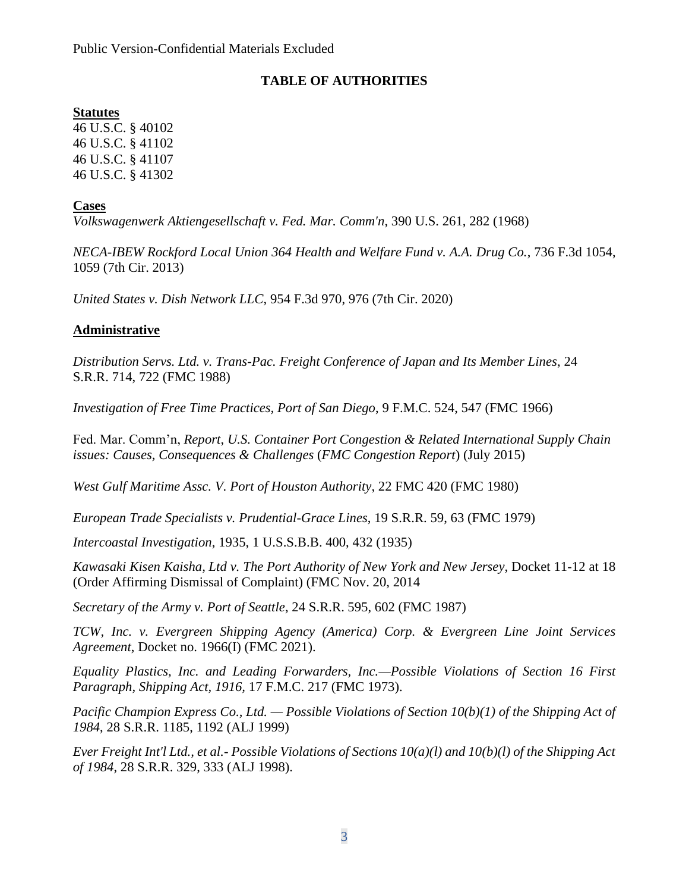Public Version-Confidential Materials Excluded

## TABLE OF AUTHORITIES

**Statutes**

46 U.S.C. § 40102
46 U.S.C. § 41102
46 U.S.C. § 41107
46 U.S.C. § 41302

**Cases**

*Volkswagenwerk Aktiengesellschaft v. Fed. Mar. Comm'n*, 390 U.S. 261, 282 (1968)

*NECA-IBEW Rockford Local Union 364 Health and Welfare Fund v. A.A. Drug Co.*, 736 F.3d 1054, 1059 (7th Cir. 2013)

*United States v. Dish Network LLC*, 954 F.3d 970, 976 (7th Cir. 2020)

**Administrative**

*Distribution Servs. Ltd. v. Trans-Pac. Freight Conference of Japan and Its Member Lines*, 24 S.R.R. 714, 722 (FMC 1988)

*Investigation of Free Time Practices, Port of San Diego*, 9 F.M.C. 524, 547 (FMC 1966)

Fed. Mar. Comm'n, *Report, U.S. Container Port Congestion & Related International Supply Chain issues: Causes, Consequences & Challenges* (*FMC Congestion Report*) (July 2015)

*West Gulf Maritime Assc. V. Port of Houston Authority*, 22 FMC 420 (FMC 1980)

*European Trade Specialists v. Prudential-Grace Lines*, 19 S.R.R. 59, 63 (FMC 1979)

*Intercoastal Investigation*, 1935, 1 U.S.S.B.B. 400, 432 (1935)

*Kawasaki Kisen Kaisha, Ltd v. The Port Authority of New York and New Jersey*, Docket 11-12 at 18 (Order Affirming Dismissal of Complaint) (FMC Nov. 20, 2014

*Secretary of the Army v. Port of Seattle*, 24 S.R.R. 595, 602 (FMC 1987)

*TCW, Inc. v. Evergreen Shipping Agency (America) Corp. & Evergreen Line Joint Services Agreement*, Docket no. 1966(I) (FMC 2021).

*Equality Plastics, Inc. and Leading Forwarders, Inc.—Possible Violations of Section 16 First Paragraph, Shipping Act, 1916*, 17 F.M.C. 217 (FMC 1973).

*Pacific Champion Express Co., Ltd. — Possible Violations of Section 10(b)(1) of the Shipping Act of 1984*, 28 S.R.R. 1185, 1192 (ALJ 1999)

*Ever Freight Int'l Ltd., et al.- Possible Violations of Sections 10(a)(l) and 10(b)(l) of the Shipping Act of 1984*, 28 S.R.R. 329, 333 (ALJ 1998).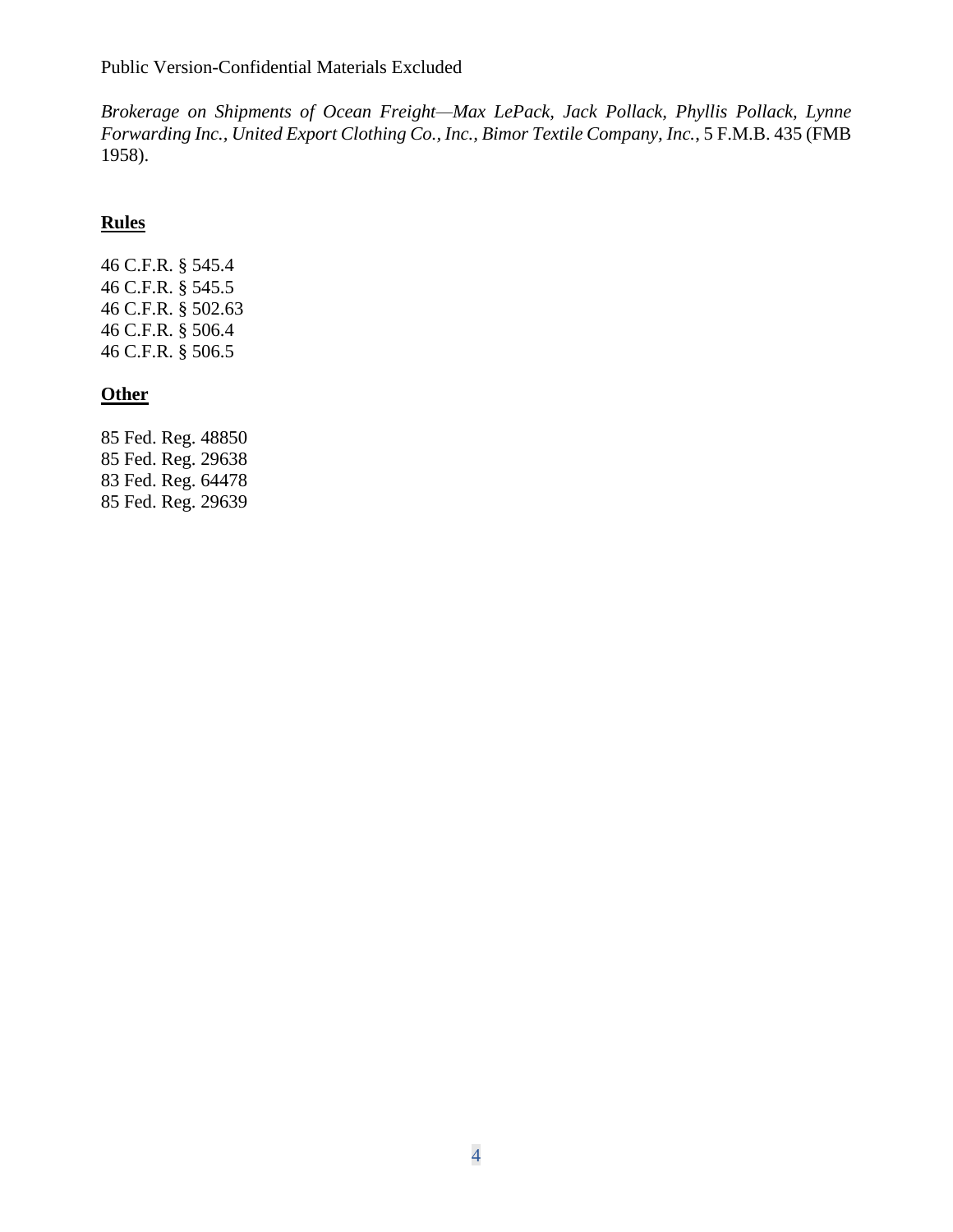Public Version-Confidential Materials Excluded

*Brokerage on Shipments of Ocean Freight—Max LePack, Jack Pollack, Phyllis Pollack, Lynne Forwarding Inc., United Export Clothing Co., Inc., Bimor Textile Company, Inc.*, 5 F.M.B. 435 (FMB 1958).

## Rules

46 C.F.R. § 545.4
46 C.F.R. § 545.5
46 C.F.R. § 502.63
46 C.F.R. § 506.4
46 C.F.R. § 506.5

## Other

85 Fed. Reg. 48850
85 Fed. Reg. 29638
83 Fed. Reg. 64478
85 Fed. Reg. 29639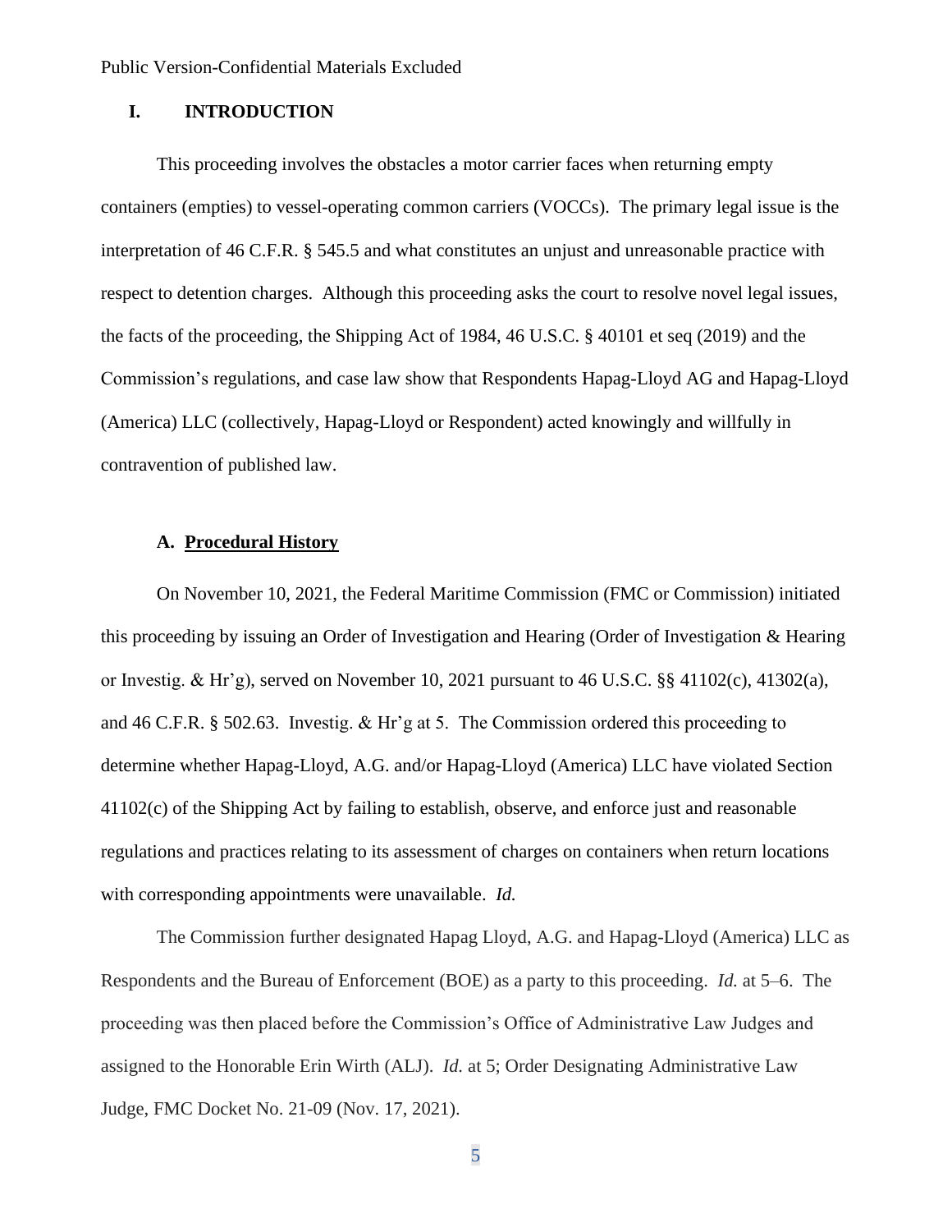## I. INTRODUCTION

This proceeding involves the obstacles a motor carrier faces when returning empty containers (empties) to vessel-operating common carriers (VOCCs). The primary legal issue is the interpretation of 46 C.F.R. § 545.5 and what constitutes an unjust and unreasonable practice with respect to detention charges. Although this proceeding asks the court to resolve novel legal issues, the facts of the proceeding, the Shipping Act of 1984, 46 U.S.C. § 40101 et seq (2019) and the Commission's regulations, and case law show that Respondents Hapag-Lloyd AG and Hapag-Lloyd (America) LLC (collectively, Hapag-Lloyd or Respondent) acted knowingly and willfully in contravention of published law.

### A. Procedural History

On November 10, 2021, the Federal Maritime Commission (FMC or Commission) initiated this proceeding by issuing an Order of Investigation and Hearing (Order of Investigation & Hearing or Investig. & Hr'g), served on November 10, 2021 pursuant to 46 U.S.C. §§ 41102(c), 41302(a), and 46 C.F.R. § 502.63. Investig. & Hr'g at 5. The Commission ordered this proceeding to determine whether Hapag-Lloyd, A.G. and/or Hapag-Lloyd (America) LLC have violated Section 41102(c) of the Shipping Act by failing to establish, observe, and enforce just and reasonable regulations and practices relating to its assessment of charges on containers when return locations with corresponding appointments were unavailable. *Id.*

The Commission further designated Hapag Lloyd, A.G. and Hapag-Lloyd (America) LLC as Respondents and the Bureau of Enforcement (BOE) as a party to this proceeding. *Id.* at 5–6. The proceeding was then placed before the Commission's Office of Administrative Law Judges and assigned to the Honorable Erin Wirth (ALJ). *Id.* at 5; Order Designating Administrative Law Judge, FMC Docket No. 21-09 (Nov. 17, 2021).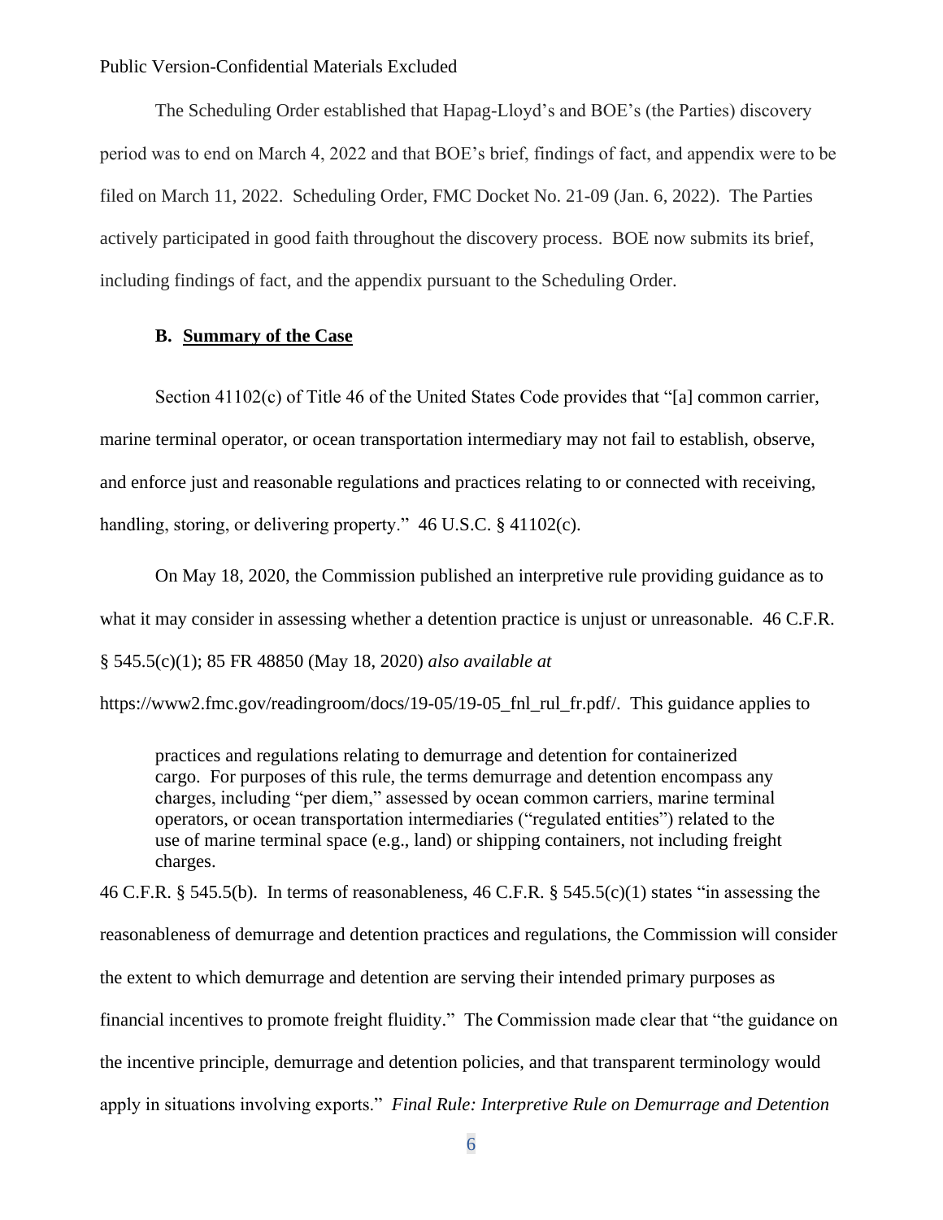The Scheduling Order established that Hapag-Lloyd's and BOE's (the Parties) discovery period was to end on March 4, 2022 and that BOE's brief, findings of fact, and appendix were to be filed on March 11, 2022. Scheduling Order, FMC Docket No. 21-09 (Jan. 6, 2022). The Parties actively participated in good faith throughout the discovery process. BOE now submits its brief, including findings of fact, and the appendix pursuant to the Scheduling Order.

### B. Summary of the Case

Section 41102(c) of Title 46 of the United States Code provides that "[a] common carrier, marine terminal operator, or ocean transportation intermediary may not fail to establish, observe, and enforce just and reasonable regulations and practices relating to or connected with receiving, handling, storing, or delivering property." 46 U.S.C. § 41102(c).

On May 18, 2020, the Commission published an interpretive rule providing guidance as to what it may consider in assessing whether a detention practice is unjust or unreasonable. 46 C.F.R. § 545.5(c)(1); 85 FR 48850 (May 18, 2020) *also available at* https://www2.fmc.gov/readingroom/docs/19-05/19-05_fnl_rul_fr.pdf/. This guidance applies to

> practices and regulations relating to demurrage and detention for containerized cargo. For purposes of this rule, the terms demurrage and detention encompass any charges, including "per diem," assessed by ocean common carriers, marine terminal operators, or ocean transportation intermediaries ("regulated entities") related to the use of marine terminal space (e.g., land) or shipping containers, not including freight charges.

46 C.F.R. § 545.5(b). In terms of reasonableness, 46 C.F.R. § 545.5(c)(1) states "in assessing the reasonableness of demurrage and detention practices and regulations, the Commission will consider the extent to which demurrage and detention are serving their intended primary purposes as financial incentives to promote freight fluidity." The Commission made clear that "the guidance on the incentive principle, demurrage and detention policies, and that transparent terminology would apply in situations involving exports." *Final Rule: Interpretive Rule on Demurrage and Detention*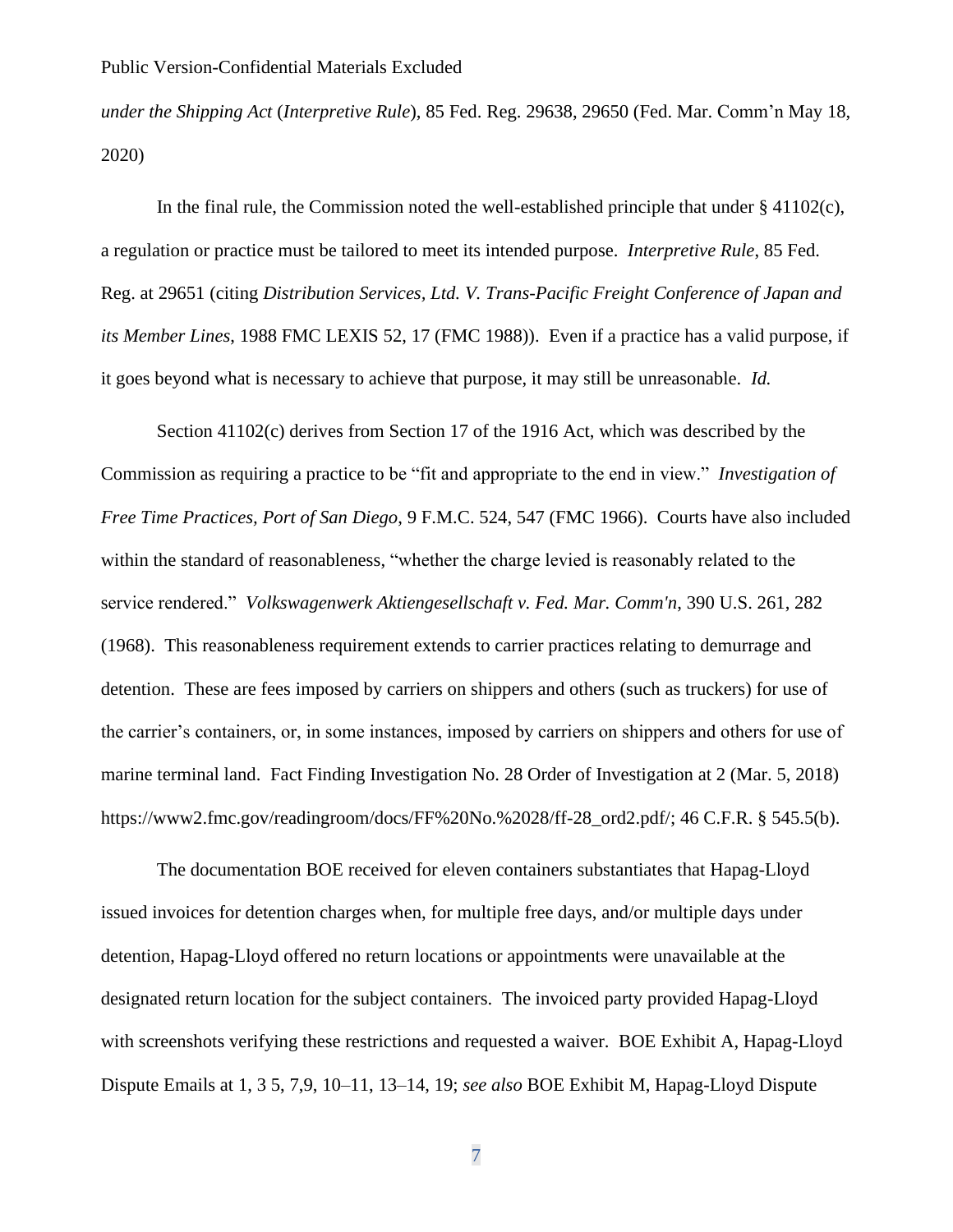*under the Shipping Act* (*Interpretive Rule*), 85 Fed. Reg. 29638, 29650 (Fed. Mar. Comm'n May 18, 2020)

In the final rule, the Commission noted the well-established principle that under § 41102(c), a regulation or practice must be tailored to meet its intended purpose. *Interpretive Rule*, 85 Fed. Reg. at 29651 (citing *Distribution Services, Ltd. V. Trans-Pacific Freight Conference of Japan and its Member Lines*, 1988 FMC LEXIS 52, 17 (FMC 1988)). Even if a practice has a valid purpose, if it goes beyond what is necessary to achieve that purpose, it may still be unreasonable. *Id.*

Section 41102(c) derives from Section 17 of the 1916 Act, which was described by the Commission as requiring a practice to be "fit and appropriate to the end in view." *Investigation of Free Time Practices, Port of San Diego*, 9 F.M.C. 524, 547 (FMC 1966). Courts have also included within the standard of reasonableness, "whether the charge levied is reasonably related to the service rendered." *Volkswagenwerk Aktiengesellschaft v. Fed. Mar. Comm'n*, 390 U.S. 261, 282 (1968). This reasonableness requirement extends to carrier practices relating to demurrage and detention. These are fees imposed by carriers on shippers and others (such as truckers) for use of the carrier's containers, or, in some instances, imposed by carriers on shippers and others for use of marine terminal land. Fact Finding Investigation No. 28 Order of Investigation at 2 (Mar. 5, 2018) https://www2.fmc.gov/readingroom/docs/FF%20No.%2028/ff-28_ord2.pdf/; 46 C.F.R. § 545.5(b).

The documentation BOE received for eleven containers substantiates that Hapag-Lloyd issued invoices for detention charges when, for multiple free days, and/or multiple days under detention, Hapag-Lloyd offered no return locations or appointments were unavailable at the designated return location for the subject containers. The invoiced party provided Hapag-Lloyd with screenshots verifying these restrictions and requested a waiver. BOE Exhibit A, Hapag-Lloyd Dispute Emails at 1, 3 5, 7,9, 10–11, 13–14, 19; *see also* BOE Exhibit M, Hapag-Lloyd Dispute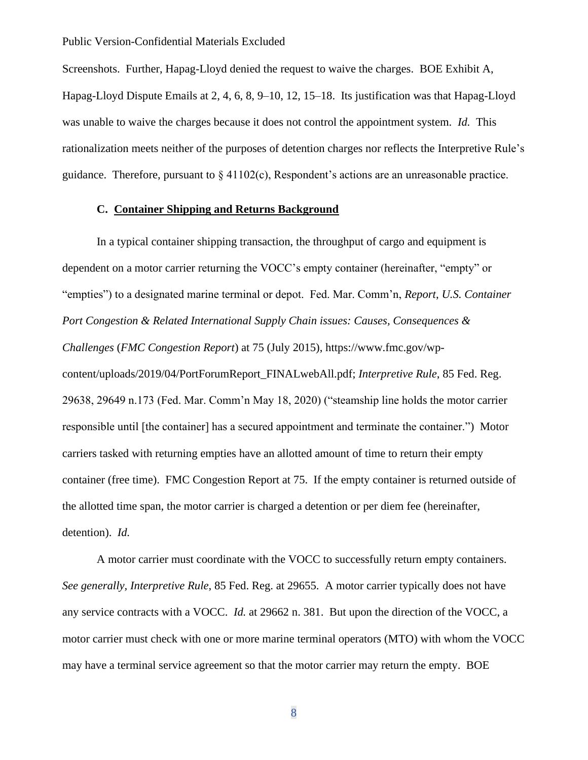Screenshots. Further, Hapag-Lloyd denied the request to waive the charges. BOE Exhibit A, Hapag-Lloyd Dispute Emails at 2, 4, 6, 8, 9–10, 12, 15–18. Its justification was that Hapag-Lloyd was unable to waive the charges because it does not control the appointment system. *Id.* This rationalization meets neither of the purposes of detention charges nor reflects the Interpretive Rule's guidance. Therefore, pursuant to § 41102(c), Respondent's actions are an unreasonable practice.

### C. Container Shipping and Returns Background

In a typical container shipping transaction, the throughput of cargo and equipment is dependent on a motor carrier returning the VOCC's empty container (hereinafter, "empty" or "empties") to a designated marine terminal or depot. Fed. Mar. Comm'n, *Report, U.S. Container Port Congestion & Related International Supply Chain issues: Causes, Consequences & Challenges* (*FMC Congestion Report*) at 75 (July 2015), https://www.fmc.gov/wp-content/uploads/2019/04/PortForumReport_FINALwebAll.pdf; *Interpretive Rule*, 85 Fed. Reg. 29638, 29649 n.173 (Fed. Mar. Comm'n May 18, 2020) ("steamship line holds the motor carrier responsible until [the container] has a secured appointment and terminate the container.") Motor carriers tasked with returning empties have an allotted amount of time to return their empty container (free time). FMC Congestion Report at 75. If the empty container is returned outside of the allotted time span, the motor carrier is charged a detention or per diem fee (hereinafter, detention). *Id.*

A motor carrier must coordinate with the VOCC to successfully return empty containers. *See generally*, *Interpretive Rule*, 85 Fed. Reg. at 29655. A motor carrier typically does not have any service contracts with a VOCC. *Id.* at 29662 n. 381. But upon the direction of the VOCC, a motor carrier must check with one or more marine terminal operators (MTO) with whom the VOCC may have a terminal service agreement so that the motor carrier may return the empty. BOE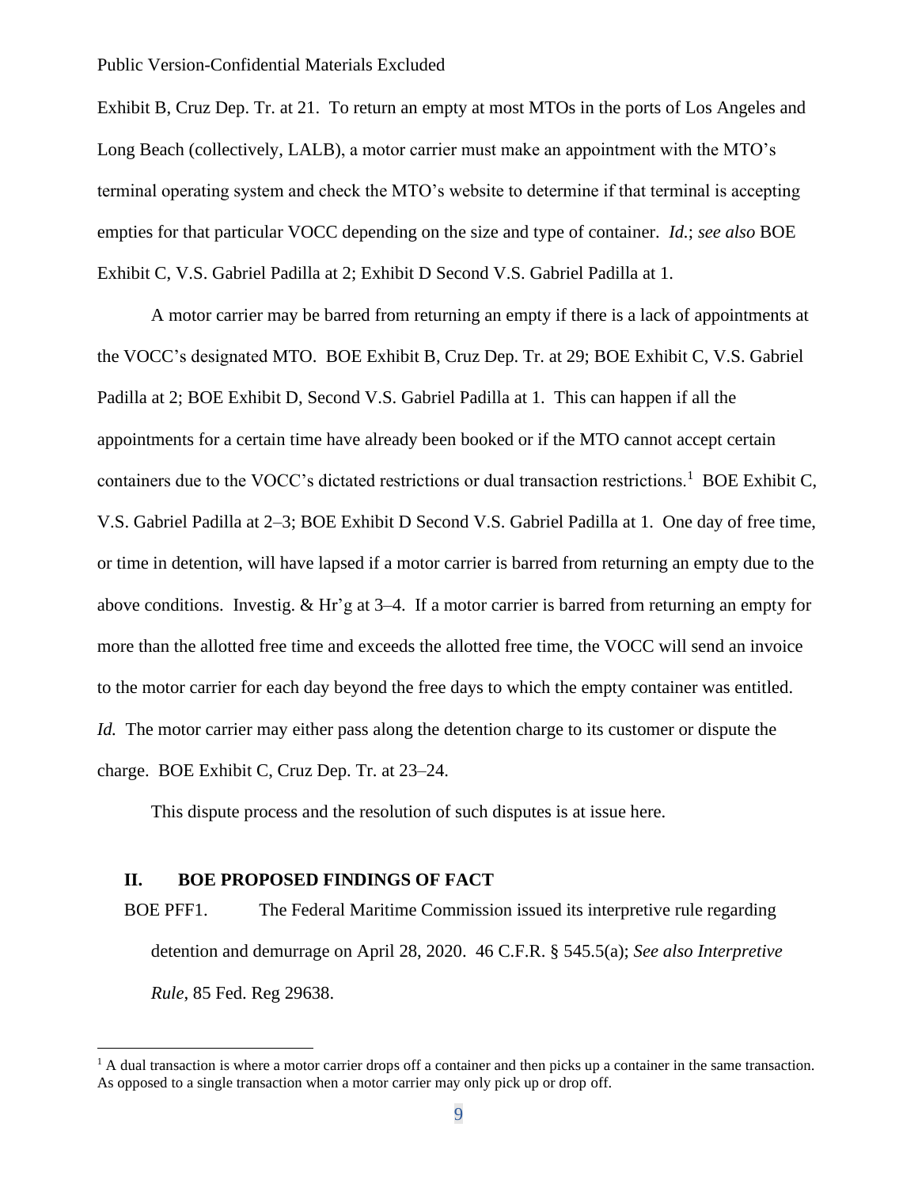Exhibit B, Cruz Dep. Tr. at 21. To return an empty at most MTOs in the ports of Los Angeles and Long Beach (collectively, LALB), a motor carrier must make an appointment with the MTO's terminal operating system and check the MTO's website to determine if that terminal is accepting empties for that particular VOCC depending on the size and type of container. *Id.*; *see also* BOE Exhibit C, V.S. Gabriel Padilla at 2; Exhibit D Second V.S. Gabriel Padilla at 1.

A motor carrier may be barred from returning an empty if there is a lack of appointments at the VOCC's designated MTO. BOE Exhibit B, Cruz Dep. Tr. at 29; BOE Exhibit C, V.S. Gabriel Padilla at 2; BOE Exhibit D, Second V.S. Gabriel Padilla at 1. This can happen if all the appointments for a certain time have already been booked or if the MTO cannot accept certain containers due to the VOCC's dictated restrictions or dual transaction restrictions.[1] BOE Exhibit C, V.S. Gabriel Padilla at 2–3; BOE Exhibit D Second V.S. Gabriel Padilla at 1. One day of free time, or time in detention, will have lapsed if a motor carrier is barred from returning an empty due to the above conditions. Investig. & Hr'g at 3–4. If a motor carrier is barred from returning an empty for more than the allotted free time and exceeds the allotted free time, the VOCC will send an invoice to the motor carrier for each day beyond the free days to which the empty container was entitled. *Id.* The motor carrier may either pass along the detention charge to its customer or dispute the charge. BOE Exhibit C, Cruz Dep. Tr. at 23–24.

This dispute process and the resolution of such disputes is at issue here.

## II. BOE PROPOSED FINDINGS OF FACT

BOE PFF1. The Federal Maritime Commission issued its interpretive rule regarding detention and demurrage on April 28, 2020. 46 C.F.R. § 545.5(a); *See also Interpretive Rule*, 85 Fed. Reg 29638.

---

[1] A dual transaction is where a motor carrier drops off a container and then picks up a container in the same transaction. As opposed to a single transaction when a motor carrier may only pick up or drop off.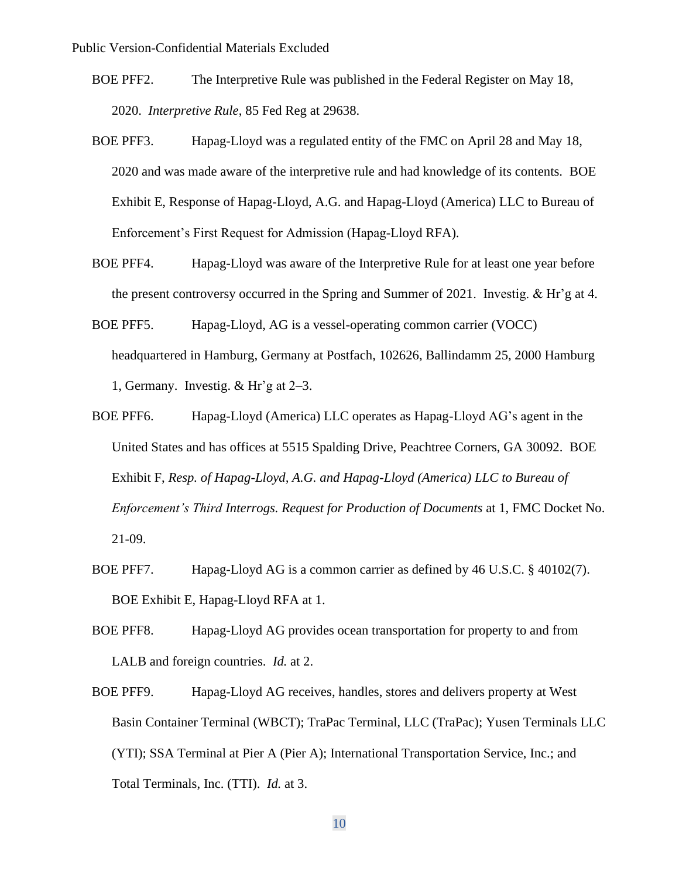BOE PFF2. The Interpretive Rule was published in the Federal Register on May 18, 2020. *Interpretive Rule*, 85 Fed Reg at 29638.

BOE PFF3. Hapag-Lloyd was a regulated entity of the FMC on April 28 and May 18, 2020 and was made aware of the interpretive rule and had knowledge of its contents. BOE Exhibit E, Response of Hapag-Lloyd, A.G. and Hapag-Lloyd (America) LLC to Bureau of Enforcement's First Request for Admission (Hapag-Lloyd RFA).

BOE PFF4. Hapag-Lloyd was aware of the Interpretive Rule for at least one year before the present controversy occurred in the Spring and Summer of 2021. Investig. & Hr'g at 4.

BOE PFF5. Hapag-Lloyd, AG is a vessel-operating common carrier (VOCC) headquartered in Hamburg, Germany at Postfach, 102626, Ballindamm 25, 2000 Hamburg 1, Germany. Investig. & Hr'g at 2–3.

BOE PFF6. Hapag-Lloyd (America) LLC operates as Hapag-Lloyd AG's agent in the United States and has offices at 5515 Spalding Drive, Peachtree Corners, GA 30092. BOE Exhibit F, *Resp. of Hapag-Lloyd, A.G. and Hapag-Lloyd (America) LLC to Bureau of Enforcement's Third Interrogs. Request for Production of Documents* at 1, FMC Docket No. 21-09.

BOE PFF7. Hapag-Lloyd AG is a common carrier as defined by 46 U.S.C. § 40102(7). BOE Exhibit E, Hapag-Lloyd RFA at 1.

BOE PFF8. Hapag-Lloyd AG provides ocean transportation for property to and from LALB and foreign countries. *Id.* at 2.

BOE PFF9. Hapag-Lloyd AG receives, handles, stores and delivers property at West Basin Container Terminal (WBCT); TraPac Terminal, LLC (TraPac); Yusen Terminals LLC (YTI); SSA Terminal at Pier A (Pier A); International Transportation Service, Inc.; and Total Terminals, Inc. (TTI). *Id.* at 3.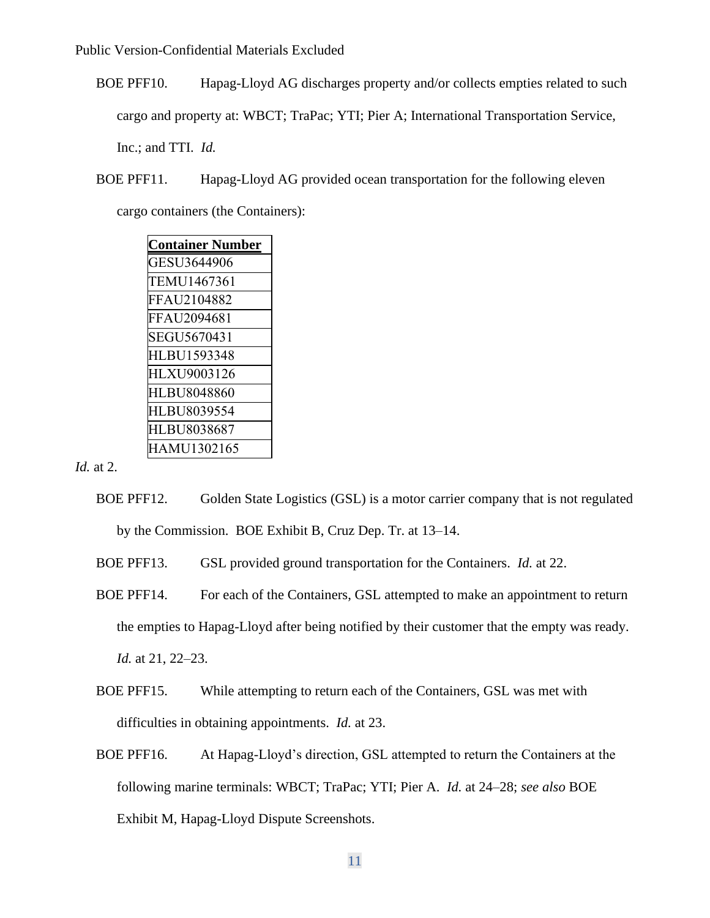Public Version-Confidential Materials Excluded

BOE PFF10. Hapag-Lloyd AG discharges property and/or collects empties related to such cargo and property at: WBCT; TraPac; YTI; Pier A; International Transportation Service, Inc.; and TTI. *Id.*

BOE PFF11. Hapag-Lloyd AG provided ocean transportation for the following eleven cargo containers (the Containers):

| **Container Number** |
| --- |
| GESU3644906 |
| TEMU1467361 |
| FFAU2104882 |
| FFAU2094681 |
| SEGU5670431 |
| HLBU1593348 |
| HLXU9003126 |
| HLBU8048860 |
| HLBU8039554 |
| HLBU8038687 |
| HAMU1302165 |

*Id.* at 2.

BOE PFF12. Golden State Logistics (GSL) is a motor carrier company that is not regulated by the Commission. BOE Exhibit B, Cruz Dep. Tr. at 13–14.

BOE PFF13. GSL provided ground transportation for the Containers. *Id.* at 22.

BOE PFF14. For each of the Containers, GSL attempted to make an appointment to return the empties to Hapag-Lloyd after being notified by their customer that the empty was ready. *Id.* at 21, 22–23.

BOE PFF15. While attempting to return each of the Containers, GSL was met with difficulties in obtaining appointments. *Id.* at 23.

BOE PFF16. At Hapag-Lloyd's direction, GSL attempted to return the Containers at the following marine terminals: WBCT; TraPac; YTI; Pier A. *Id.* at 24–28; *see also* BOE Exhibit M, Hapag-Lloyd Dispute Screenshots.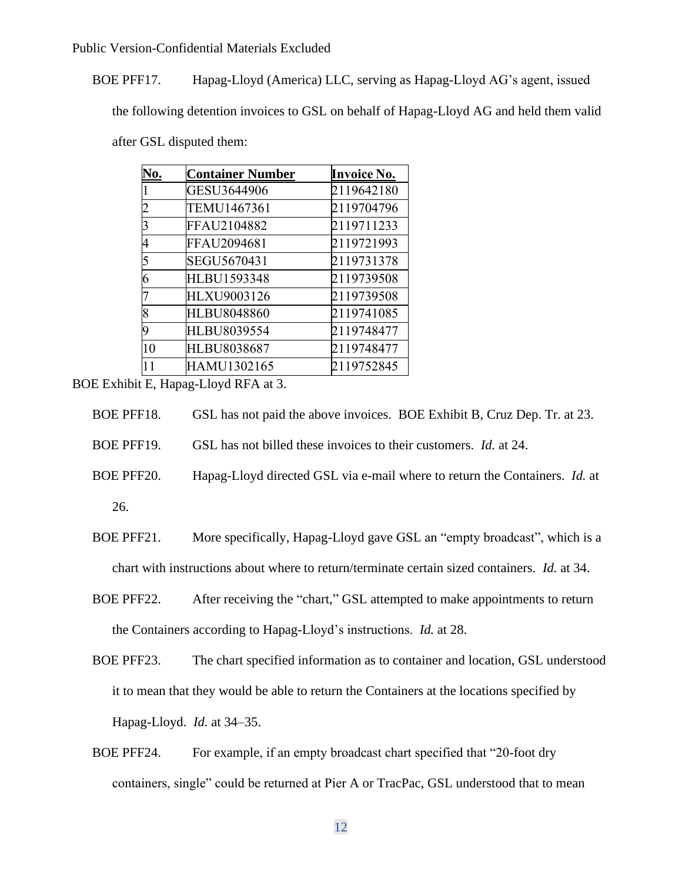Public Version-Confidential Materials Excluded

BOE PFF17. Hapag-Lloyd (America) LLC, serving as Hapag-Lloyd AG's agent, issued the following detention invoices to GSL on behalf of Hapag-Lloyd AG and held them valid after GSL disputed them:

| No. | Container Number | Invoice No. |
|---|---|---|
| 1 | GESU3644906 | 2119642180 |
| 2 | TEMU1467361 | 2119704796 |
| 3 | FFAU2104882 | 2119711233 |
| 4 | FFAU2094681 | 2119721993 |
| 5 | SEGU5670431 | 2119731378 |
| 6 | HLBU1593348 | 2119739508 |
| 7 | HLXU9003126 | 2119739508 |
| 8 | HLBU8048860 | 2119741085 |
| 9 | HLBU8039554 | 2119748477 |
| 10 | HLBU8038687 | 2119748477 |
| 11 | HAMU1302165 | 2119752845 |

BOE Exhibit E, Hapag-Lloyd RFA at 3.

BOE PFF18. GSL has not paid the above invoices. BOE Exhibit B, Cruz Dep. Tr. at 23.

BOE PFF19. GSL has not billed these invoices to their customers. *Id.* at 24.

BOE PFF20. Hapag-Lloyd directed GSL via e-mail where to return the Containers. *Id.* at 26.

BOE PFF21. More specifically, Hapag-Lloyd gave GSL an "empty broadcast", which is a chart with instructions about where to return/terminate certain sized containers. *Id.* at 34.

BOE PFF22. After receiving the "chart," GSL attempted to make appointments to return the Containers according to Hapag-Lloyd's instructions. *Id.* at 28.

BOE PFF23. The chart specified information as to container and location, GSL understood it to mean that they would be able to return the Containers at the locations specified by Hapag-Lloyd. *Id.* at 34–35.

BOE PFF24. For example, if an empty broadcast chart specified that "20-foot dry containers, single" could be returned at Pier A or TracPac, GSL understood that to mean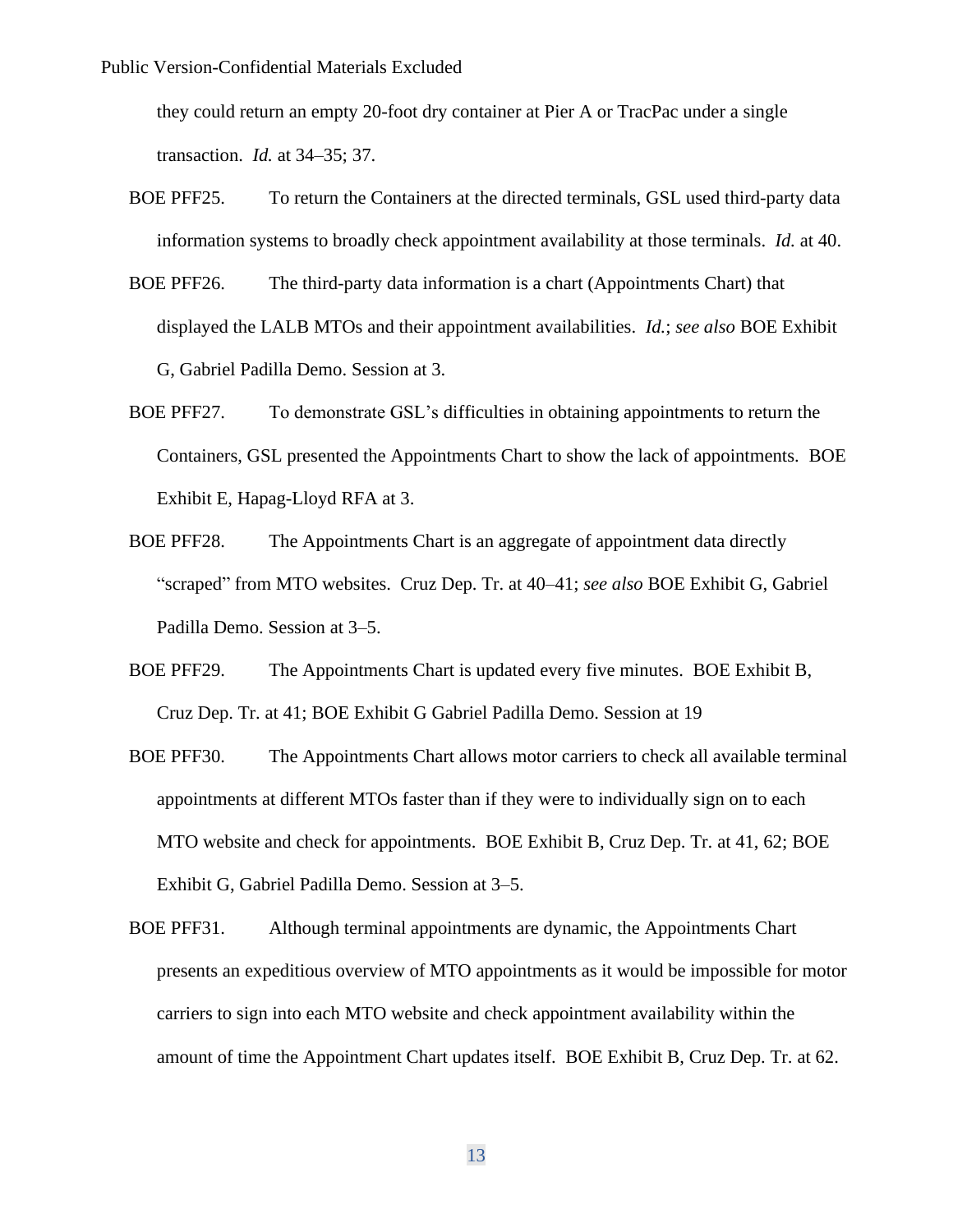they could return an empty 20-foot dry container at Pier A or TracPac under a single transaction. *Id.* at 34–35; 37.

BOE PFF25. To return the Containers at the directed terminals, GSL used third-party data information systems to broadly check appointment availability at those terminals. *Id.* at 40.

BOE PFF26. The third-party data information is a chart (Appointments Chart) that displayed the LALB MTOs and their appointment availabilities. *Id.*; *see also* BOE Exhibit G, Gabriel Padilla Demo. Session at 3.

BOE PFF27. To demonstrate GSL's difficulties in obtaining appointments to return the Containers, GSL presented the Appointments Chart to show the lack of appointments. BOE Exhibit E, Hapag-Lloyd RFA at 3.

BOE PFF28. The Appointments Chart is an aggregate of appointment data directly "scraped" from MTO websites. Cruz Dep. Tr. at 40–41; *see also* BOE Exhibit G, Gabriel Padilla Demo. Session at 3–5.

BOE PFF29. The Appointments Chart is updated every five minutes. BOE Exhibit B, Cruz Dep. Tr. at 41; BOE Exhibit G Gabriel Padilla Demo. Session at 19

BOE PFF30. The Appointments Chart allows motor carriers to check all available terminal appointments at different MTOs faster than if they were to individually sign on to each MTO website and check for appointments. BOE Exhibit B, Cruz Dep. Tr. at 41, 62; BOE Exhibit G, Gabriel Padilla Demo. Session at 3–5.

BOE PFF31. Although terminal appointments are dynamic, the Appointments Chart presents an expeditious overview of MTO appointments as it would be impossible for motor carriers to sign into each MTO website and check appointment availability within the amount of time the Appointment Chart updates itself. BOE Exhibit B, Cruz Dep. Tr. at 62.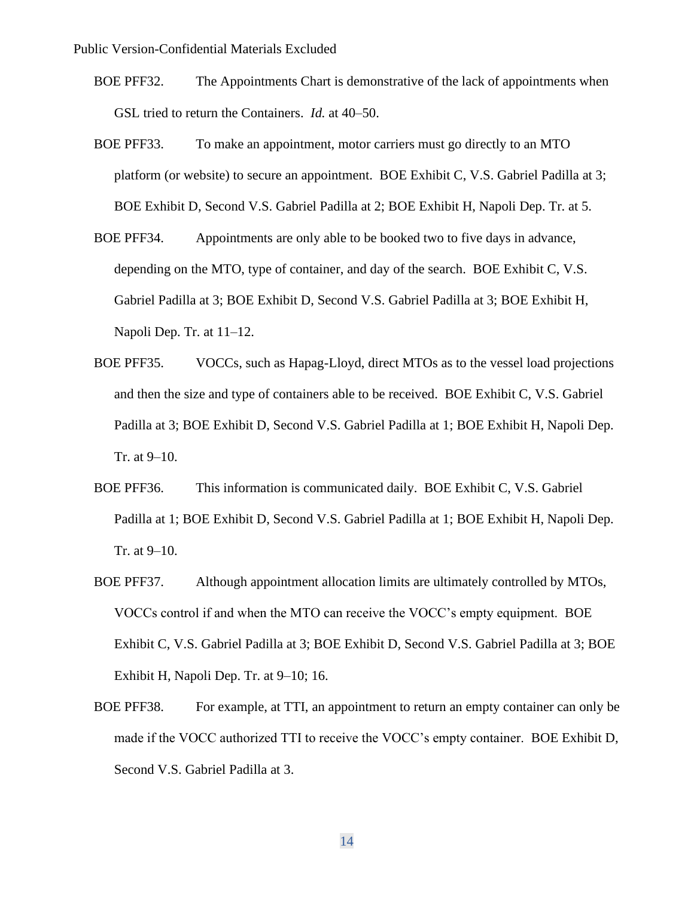BOE PFF32. The Appointments Chart is demonstrative of the lack of appointments when GSL tried to return the Containers. *Id.* at 40–50.

BOE PFF33. To make an appointment, motor carriers must go directly to an MTO platform (or website) to secure an appointment. BOE Exhibit C, V.S. Gabriel Padilla at 3; BOE Exhibit D, Second V.S. Gabriel Padilla at 2; BOE Exhibit H, Napoli Dep. Tr. at 5.

BOE PFF34. Appointments are only able to be booked two to five days in advance, depending on the MTO, type of container, and day of the search. BOE Exhibit C, V.S. Gabriel Padilla at 3; BOE Exhibit D, Second V.S. Gabriel Padilla at 3; BOE Exhibit H, Napoli Dep. Tr. at 11–12.

BOE PFF35. VOCCs, such as Hapag-Lloyd, direct MTOs as to the vessel load projections and then the size and type of containers able to be received. BOE Exhibit C, V.S. Gabriel Padilla at 3; BOE Exhibit D, Second V.S. Gabriel Padilla at 1; BOE Exhibit H, Napoli Dep. Tr. at 9–10.

BOE PFF36. This information is communicated daily. BOE Exhibit C, V.S. Gabriel Padilla at 1; BOE Exhibit D, Second V.S. Gabriel Padilla at 1; BOE Exhibit H, Napoli Dep. Tr. at 9–10.

BOE PFF37. Although appointment allocation limits are ultimately controlled by MTOs, VOCCs control if and when the MTO can receive the VOCC's empty equipment. BOE Exhibit C, V.S. Gabriel Padilla at 3; BOE Exhibit D, Second V.S. Gabriel Padilla at 3; BOE Exhibit H, Napoli Dep. Tr. at 9–10; 16.

BOE PFF38. For example, at TTI, an appointment to return an empty container can only be made if the VOCC authorized TTI to receive the VOCC's empty container. BOE Exhibit D, Second V.S. Gabriel Padilla at 3.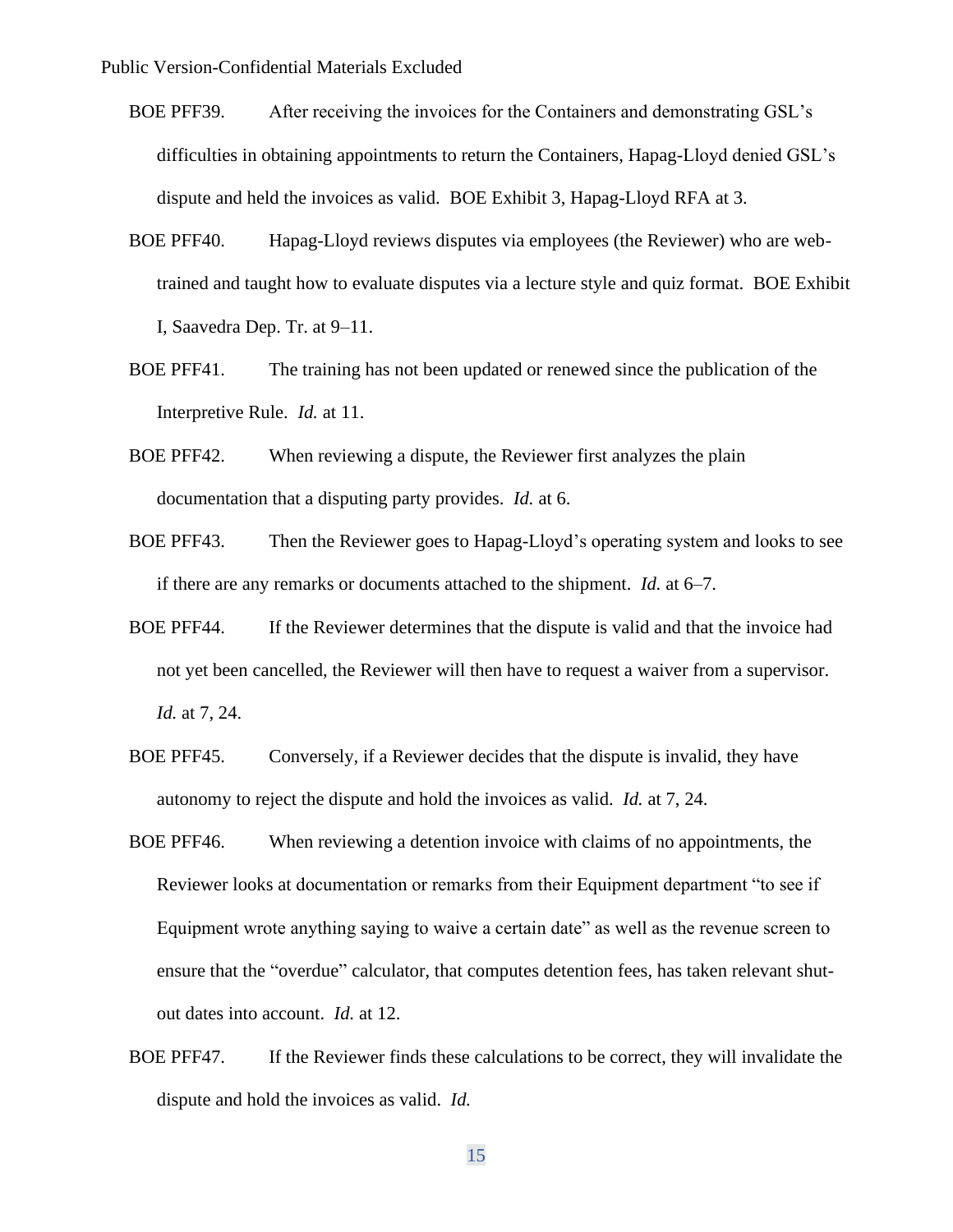Public Version-Confidential Materials Excluded

BOE PFF39. After receiving the invoices for the Containers and demonstrating GSL's difficulties in obtaining appointments to return the Containers, Hapag-Lloyd denied GSL's dispute and held the invoices as valid. BOE Exhibit 3, Hapag-Lloyd RFA at 3.

BOE PFF40. Hapag-Lloyd reviews disputes via employees (the Reviewer) who are web-trained and taught how to evaluate disputes via a lecture style and quiz format. BOE Exhibit I, Saavedra Dep. Tr. at 9–11.

BOE PFF41. The training has not been updated or renewed since the publication of the Interpretive Rule. *Id.* at 11.

BOE PFF42. When reviewing a dispute, the Reviewer first analyzes the plain documentation that a disputing party provides. *Id.* at 6.

BOE PFF43. Then the Reviewer goes to Hapag-Lloyd's operating system and looks to see if there are any remarks or documents attached to the shipment. *Id.* at 6–7.

BOE PFF44. If the Reviewer determines that the dispute is valid and that the invoice had not yet been cancelled, the Reviewer will then have to request a waiver from a supervisor. *Id.* at 7, 24.

BOE PFF45. Conversely, if a Reviewer decides that the dispute is invalid, they have autonomy to reject the dispute and hold the invoices as valid. *Id.* at 7, 24.

BOE PFF46. When reviewing a detention invoice with claims of no appointments, the Reviewer looks at documentation or remarks from their Equipment department "to see if Equipment wrote anything saying to waive a certain date" as well as the revenue screen to ensure that the "overdue" calculator, that computes detention fees, has taken relevant shut-out dates into account. *Id.* at 12.

BOE PFF47. If the Reviewer finds these calculations to be correct, they will invalidate the dispute and hold the invoices as valid. *Id.*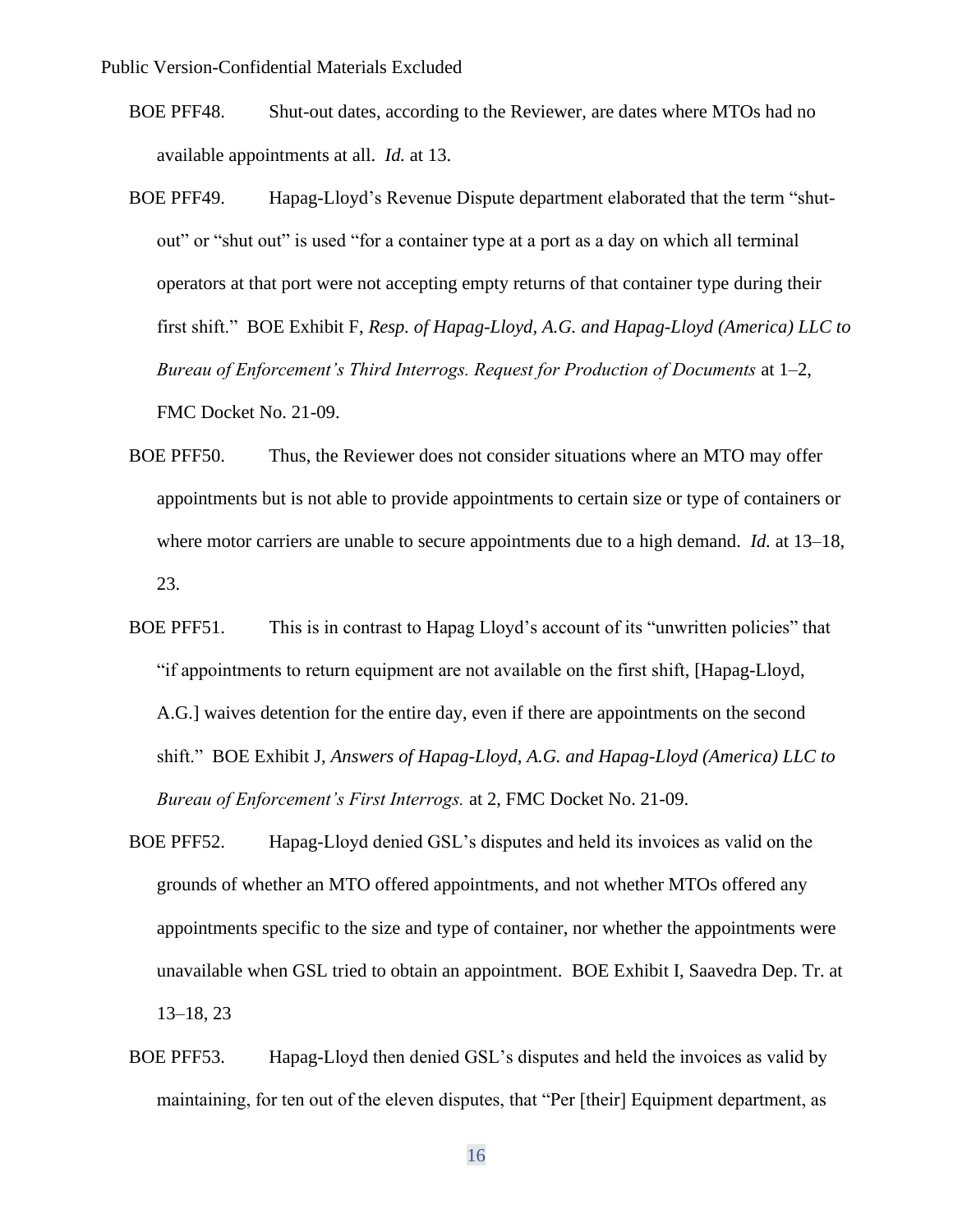BOE PFF48. Shut-out dates, according to the Reviewer, are dates where MTOs had no available appointments at all. *Id.* at 13.

BOE PFF49. Hapag-Lloyd's Revenue Dispute department elaborated that the term "shut-out" or "shut out" is used "for a container type at a port as a day on which all terminal operators at that port were not accepting empty returns of that container type during their first shift." BOE Exhibit F, *Resp. of Hapag-Lloyd, A.G. and Hapag-Lloyd (America) LLC to Bureau of Enforcement's Third Interrogs. Request for Production of Documents* at 1–2, FMC Docket No. 21-09.

BOE PFF50. Thus, the Reviewer does not consider situations where an MTO may offer appointments but is not able to provide appointments to certain size or type of containers or where motor carriers are unable to secure appointments due to a high demand. *Id.* at 13–18, 23.

BOE PFF51. This is in contrast to Hapag Lloyd's account of its "unwritten policies" that "if appointments to return equipment are not available on the first shift, [Hapag-Lloyd, A.G.] waives detention for the entire day, even if there are appointments on the second shift." BOE Exhibit J, *Answers of Hapag-Lloyd, A.G. and Hapag-Lloyd (America) LLC to Bureau of Enforcement's First Interrogs.* at 2, FMC Docket No. 21-09.

BOE PFF52. Hapag-Lloyd denied GSL's disputes and held its invoices as valid on the grounds of whether an MTO offered appointments, and not whether MTOs offered any appointments specific to the size and type of container, nor whether the appointments were unavailable when GSL tried to obtain an appointment. BOE Exhibit I, Saavedra Dep. Tr. at 13–18, 23

BOE PFF53. Hapag-Lloyd then denied GSL's disputes and held the invoices as valid by maintaining, for ten out of the eleven disputes, that "Per [their] Equipment department, as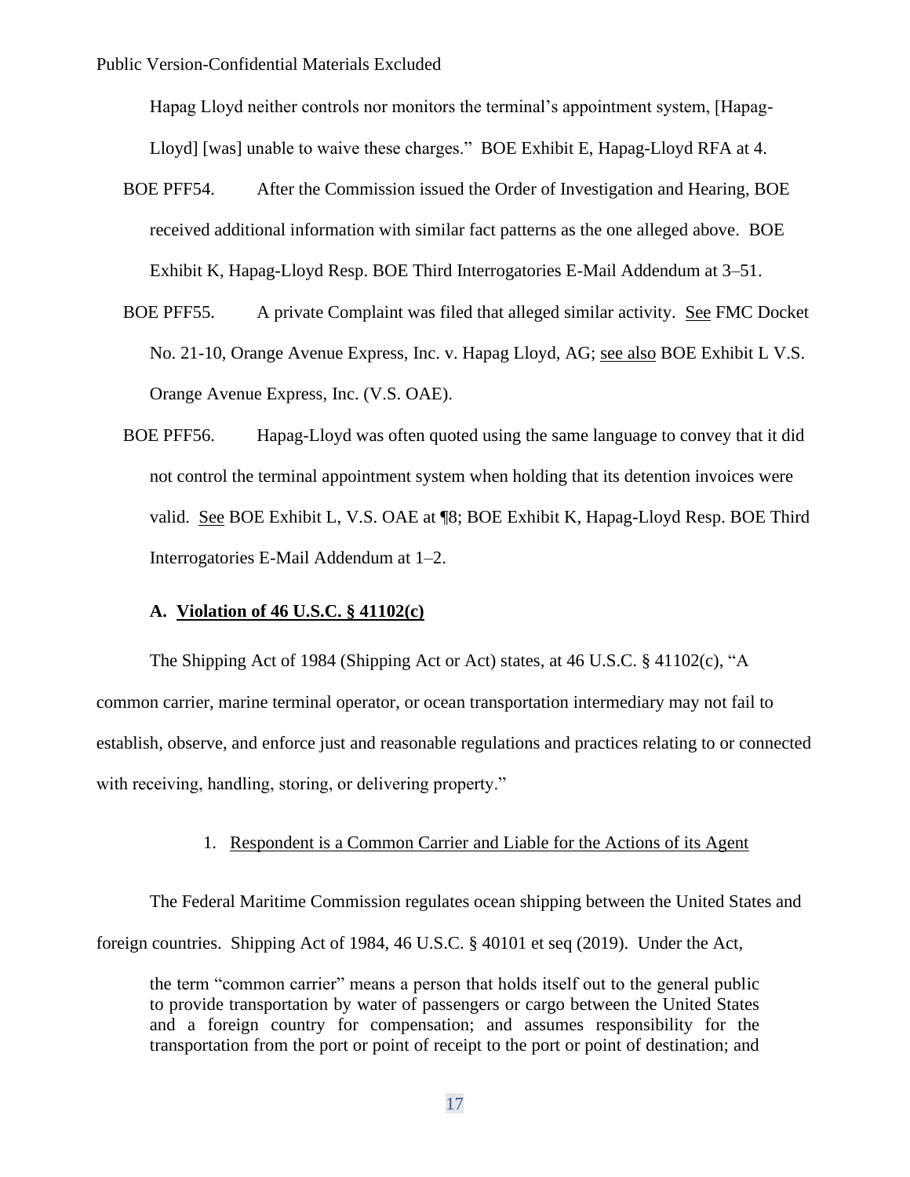Hapag Lloyd neither controls nor monitors the terminal's appointment system, [Hapag-Lloyd] [was] unable to waive these charges." BOE Exhibit E, Hapag-Lloyd RFA at 4.

BOE PFF54. After the Commission issued the Order of Investigation and Hearing, BOE received additional information with similar fact patterns as the one alleged above. BOE Exhibit K, Hapag-Lloyd Resp. BOE Third Interrogatories E-Mail Addendum at 3–51.

BOE PFF55. A private Complaint was filed that alleged similar activity. See FMC Docket No. 21-10, Orange Avenue Express, Inc. v. Hapag Lloyd, AG; see also BOE Exhibit L V.S. Orange Avenue Express, Inc. (V.S. OAE).

BOE PFF56. Hapag-Lloyd was often quoted using the same language to convey that it did not control the terminal appointment system when holding that its detention invoices were valid. See BOE Exhibit L, V.S. OAE at ¶8; BOE Exhibit K, Hapag-Lloyd Resp. BOE Third Interrogatories E-Mail Addendum at 1–2.

### A. Violation of 46 U.S.C. § 41102(c)

The Shipping Act of 1984 (Shipping Act or Act) states, at 46 U.S.C. § 41102(c), "A common carrier, marine terminal operator, or ocean transportation intermediary may not fail to establish, observe, and enforce just and reasonable regulations and practices relating to or connected with receiving, handling, storing, or delivering property."

#### 1. Respondent is a Common Carrier and Liable for the Actions of its Agent

The Federal Maritime Commission regulates ocean shipping between the United States and foreign countries. Shipping Act of 1984, 46 U.S.C. § 40101 et seq (2019). Under the Act,

> the term "common carrier" means a person that holds itself out to the general public to provide transportation by water of passengers or cargo between the United States and a foreign country for compensation; and assumes responsibility for the transportation from the port or point of receipt to the port or point of destination; and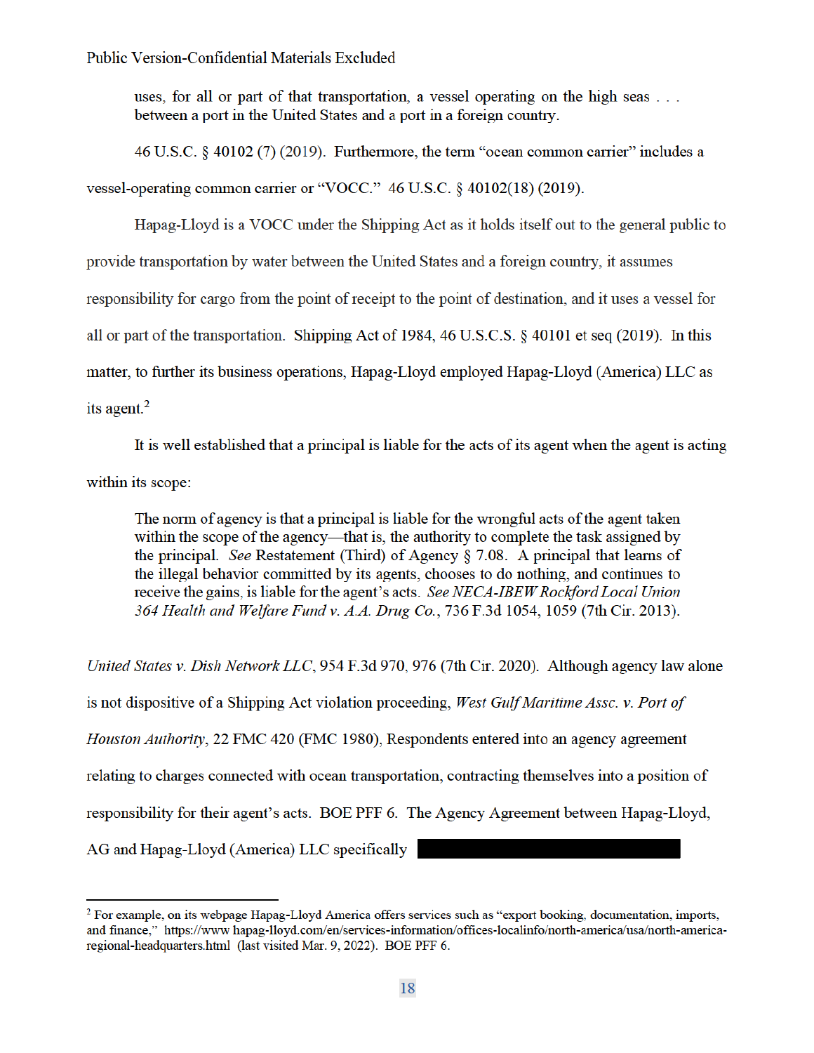uses, for all or part of that transportation, a vessel operating on the high seas . . . between a port in the United States and a port in a foreign country.

46 U.S.C. § 40102 (7) (2019). Furthermore, the term "ocean common carrier" includes a vessel-operating common carrier or "VOCC." 46 U.S.C. § 40102(18) (2019).

Hapag-Lloyd is a VOCC under the Shipping Act as it holds itself out to the general public to provide transportation by water between the United States and a foreign country, it assumes responsibility for cargo from the point of receipt to the point of destination, and it uses a vessel for all or part of the transportation. Shipping Act of 1984, 46 U.S.C.S. § 40101 et seq (2019). In this matter, to further its business operations, Hapag-Lloyd employed Hapag-Lloyd (America) LLC as its agent.[2]

It is well established that a principal is liable for the acts of its agent when the agent is acting within its scope:

> The norm of agency is that a principal is liable for the wrongful acts of the agent taken within the scope of the agency—that is, the authority to complete the task assigned by the principal. *See* Restatement (Third) of Agency § 7.08. A principal that learns of the illegal behavior committed by its agents, chooses to do nothing, and continues to receive the gains, is liable for the agent's acts. *See NECA-IBEW Rockford Local Union 364 Health and Welfare Fund v. A.A. Drug Co.*, 736 F.3d 1054, 1059 (7th Cir. 2013).

*United States v. Dish Network LLC*, 954 F.3d 970, 976 (7th Cir. 2020). Although agency law alone is not dispositive of a Shipping Act violation proceeding, *West Gulf Maritime Assc. v. Port of Houston Authority*, 22 FMC 420 (FMC 1980), Respondents entered into an agency agreement relating to charges connected with ocean transportation, contracting themselves into a position of responsibility for their agent's acts. BOE PFF 6. The Agency Agreement between Hapag-Lloyd, AG and Hapag-Lloyd (America) LLC specifically [REDACTED]

[2] For example, on its webpage Hapag-Lloyd America offers services such as "export booking, documentation, imports, and finance," https://www hapag-lloyd.com/en/services-information/offices-localinfo/north-america/usa/north-america-regional-headquarters.html (last visited Mar. 9, 2022). BOE PFF 6.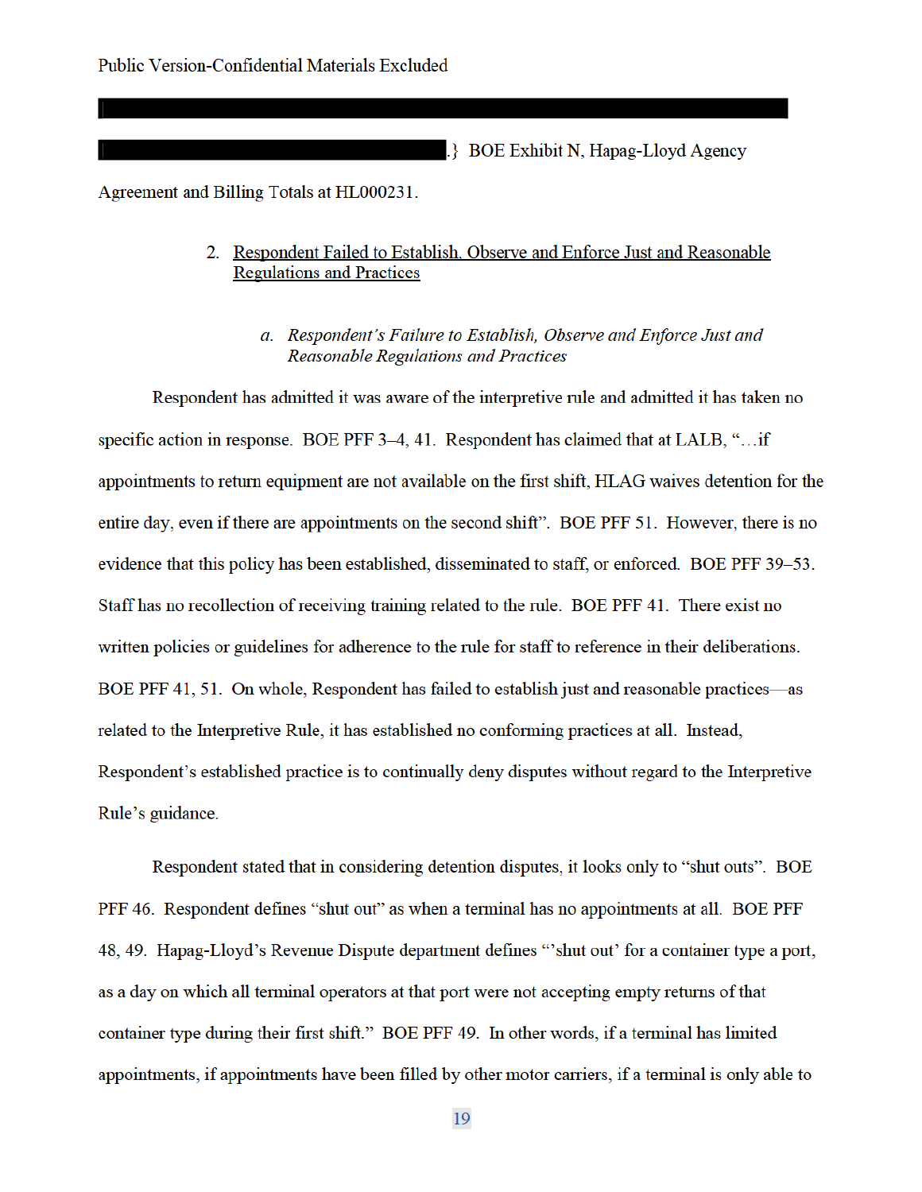.} BOE Exhibit N, Hapag-Lloyd Agency Agreement and Billing Totals at HL000231.

2. <u>Respondent Failed to Establish, Observe and Enforce Just and Reasonable Regulations and Practices</u>

*a. Respondent's Failure to Establish, Observe and Enforce Just and Reasonable Regulations and Practices*

Respondent has admitted it was aware of the interpretive rule and admitted it has taken no specific action in response. BOE PFF 3–4, 41. Respondent has claimed that at LALB, "…if appointments to return equipment are not available on the first shift, HLAG waives detention for the entire day, even if there are appointments on the second shift". BOE PFF 51. However, there is no evidence that this policy has been established, disseminated to staff, or enforced. BOE PFF 39–53. Staff has no recollection of receiving training related to the rule. BOE PFF 41. There exist no written policies or guidelines for adherence to the rule for staff to reference in their deliberations. BOE PFF 41, 51. On whole, Respondent has failed to establish just and reasonable practices—as related to the Interpretive Rule, it has established no conforming practices at all. Instead, Respondent's established practice is to continually deny disputes without regard to the Interpretive Rule's guidance.

Respondent stated that in considering detention disputes, it looks only to "shut outs". BOE PFF 46. Respondent defines "shut out" as when a terminal has no appointments at all. BOE PFF 48, 49. Hapag-Lloyd's Revenue Dispute department defines "'shut out' for a container type a port, as a day on which all terminal operators at that port were not accepting empty returns of that container type during their first shift." BOE PFF 49. In other words, if a terminal has limited appointments, if appointments have been filled by other motor carriers, if a terminal is only able to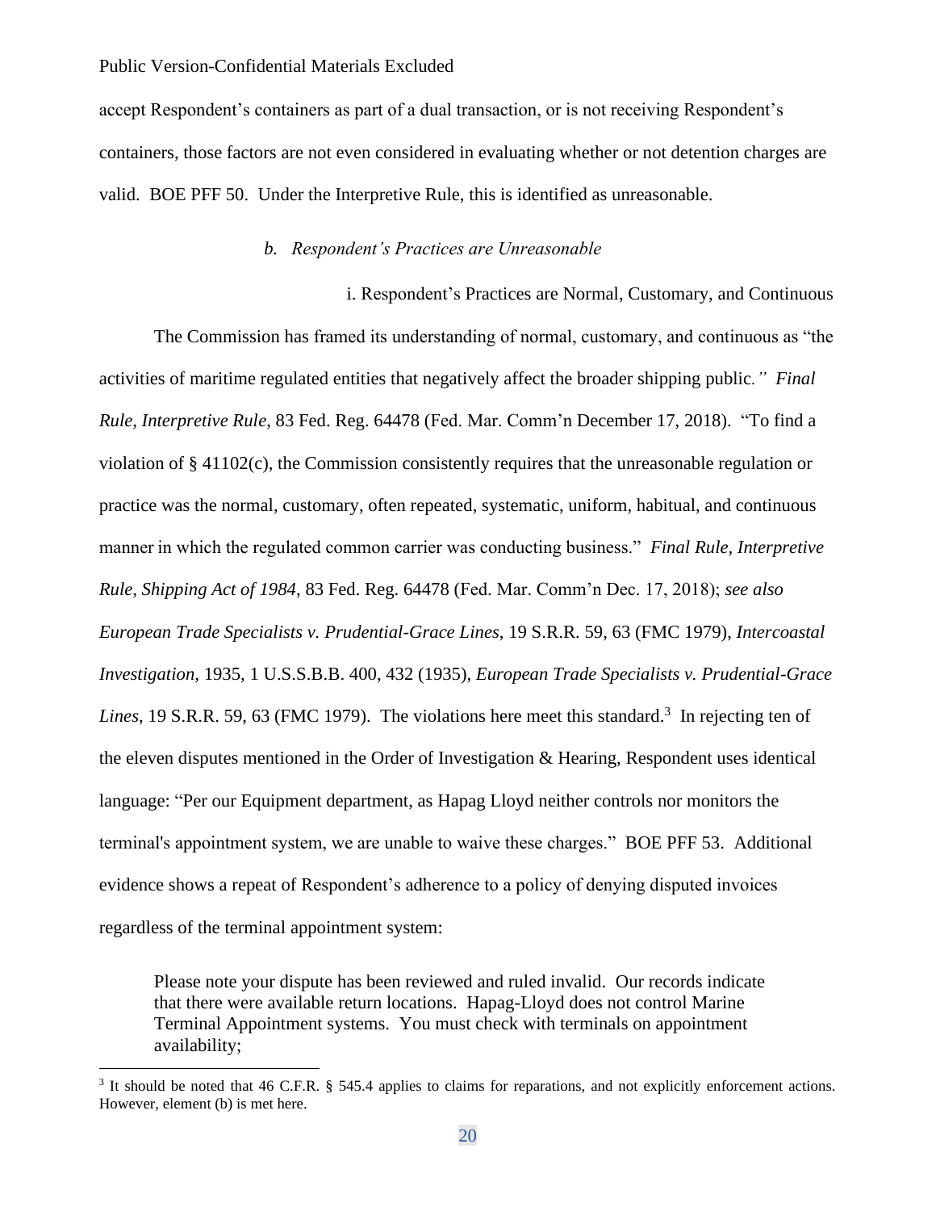accept Respondent's containers as part of a dual transaction, or is not receiving Respondent's containers, those factors are not even considered in evaluating whether or not detention charges are valid. BOE PFF 50. Under the Interpretive Rule, this is identified as unreasonable.

*b. Respondent's Practices are Unreasonable*

i. Respondent's Practices are Normal, Customary, and Continuous

The Commission has framed its understanding of normal, customary, and continuous as "the activities of maritime regulated entities that negatively affect the broader shipping public*." Final Rule, Interpretive Rule*, 83 Fed. Reg. 64478 (Fed. Mar. Comm'n December 17, 2018). "To find a violation of § 41102(c), the Commission consistently requires that the unreasonable regulation or practice was the normal, customary, often repeated, systematic, uniform, habitual, and continuous manner in which the regulated common carrier was conducting business." *Final Rule, Interpretive Rule, Shipping Act of 1984*, 83 Fed. Reg. 64478 (Fed. Mar. Comm'n Dec. 17, 2018); *see also European Trade Specialists v. Prudential-Grace Lines*, 19 S.R.R. 59, 63 (FMC 1979), *Intercoastal Investigation*, 1935, 1 U.S.S.B.B. 400, 432 (1935), *European Trade Specialists v. Prudential-Grace Lines*, 19 S.R.R. 59, 63 (FMC 1979). The violations here meet this standard.[3] In rejecting ten of the eleven disputes mentioned in the Order of Investigation & Hearing, Respondent uses identical language: "Per our Equipment department, as Hapag Lloyd neither controls nor monitors the terminal's appointment system, we are unable to waive these charges." BOE PFF 53. Additional evidence shows a repeat of Respondent's adherence to a policy of denying disputed invoices regardless of the terminal appointment system:

> Please note your dispute has been reviewed and ruled invalid. Our records indicate that there were available return locations. Hapag-Lloyd does not control Marine Terminal Appointment systems. You must check with terminals on appointment availability;

[3] It should be noted that 46 C.F.R. § 545.4 applies to claims for reparations, and not explicitly enforcement actions. However, element (b) is met here.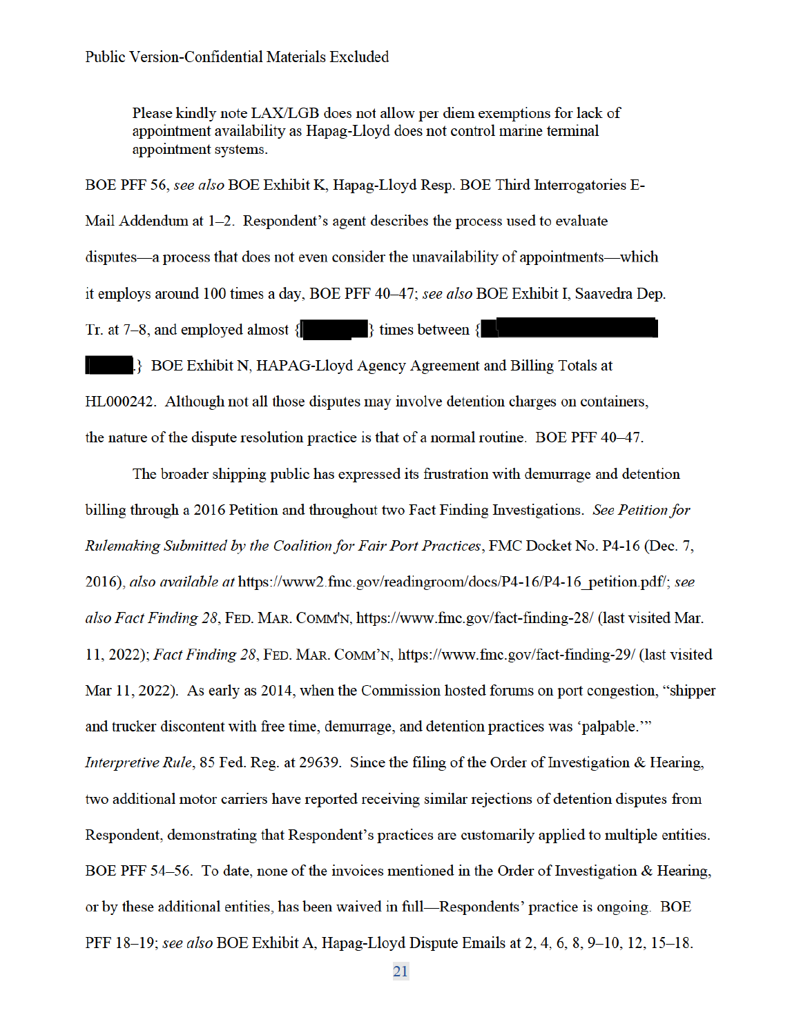> Please kindly note LAX/LGB does not allow per diem exemptions for lack of appointment availability as Hapag-Lloyd does not control marine terminal appointment systems.

BOE PFF 56, *see also* BOE Exhibit K, Hapag-Lloyd Resp. BOE Third Interrogatories E-Mail Addendum at 1–2. Respondent's agent describes the process used to evaluate disputes—a process that does not even consider the unavailability of appointments—which it employs around 100 times a day, BOE PFF 40–47; *see also* BOE Exhibit I, Saavedra Dep. Tr. at 7–8, and employed almost {█████} times between {█████████████ █████.} BOE Exhibit N, HAPAG-Lloyd Agency Agreement and Billing Totals at HL000242. Although not all those disputes may involve detention charges on containers, the nature of the dispute resolution practice is that of a normal routine. BOE PFF 40–47.

The broader shipping public has expressed its frustration with demurrage and detention billing through a 2016 Petition and throughout two Fact Finding Investigations. *See Petition for Rulemaking Submitted by the Coalition for Fair Port Practices*, FMC Docket No. P4-16 (Dec. 7, 2016), *also available at* https://www2.fmc.gov/readingroom/docs/P4-16/P4-16_petition.pdf/; *see also Fact Finding 28*, FED. MAR. COMM'N, https://www.fmc.gov/fact-finding-28/ (last visited Mar. 11, 2022); *Fact Finding 28*, FED. MAR. COMM'N, https://www.fmc.gov/fact-finding-29/ (last visited Mar 11, 2022). As early as 2014, when the Commission hosted forums on port congestion, "shipper and trucker discontent with free time, demurrage, and detention practices was 'palpable.'" *Interpretive Rule*, 85 Fed. Reg. at 29639. Since the filing of the Order of Investigation & Hearing, two additional motor carriers have reported receiving similar rejections of detention disputes from Respondent, demonstrating that Respondent's practices are customarily applied to multiple entities. BOE PFF 54–56. To date, none of the invoices mentioned in the Order of Investigation & Hearing, or by these additional entities, has been waived in full—Respondents' practice is ongoing. BOE PFF 18–19; *see also* BOE Exhibit A, Hapag-Lloyd Dispute Emails at 2, 4, 6, 8, 9–10, 12, 15–18.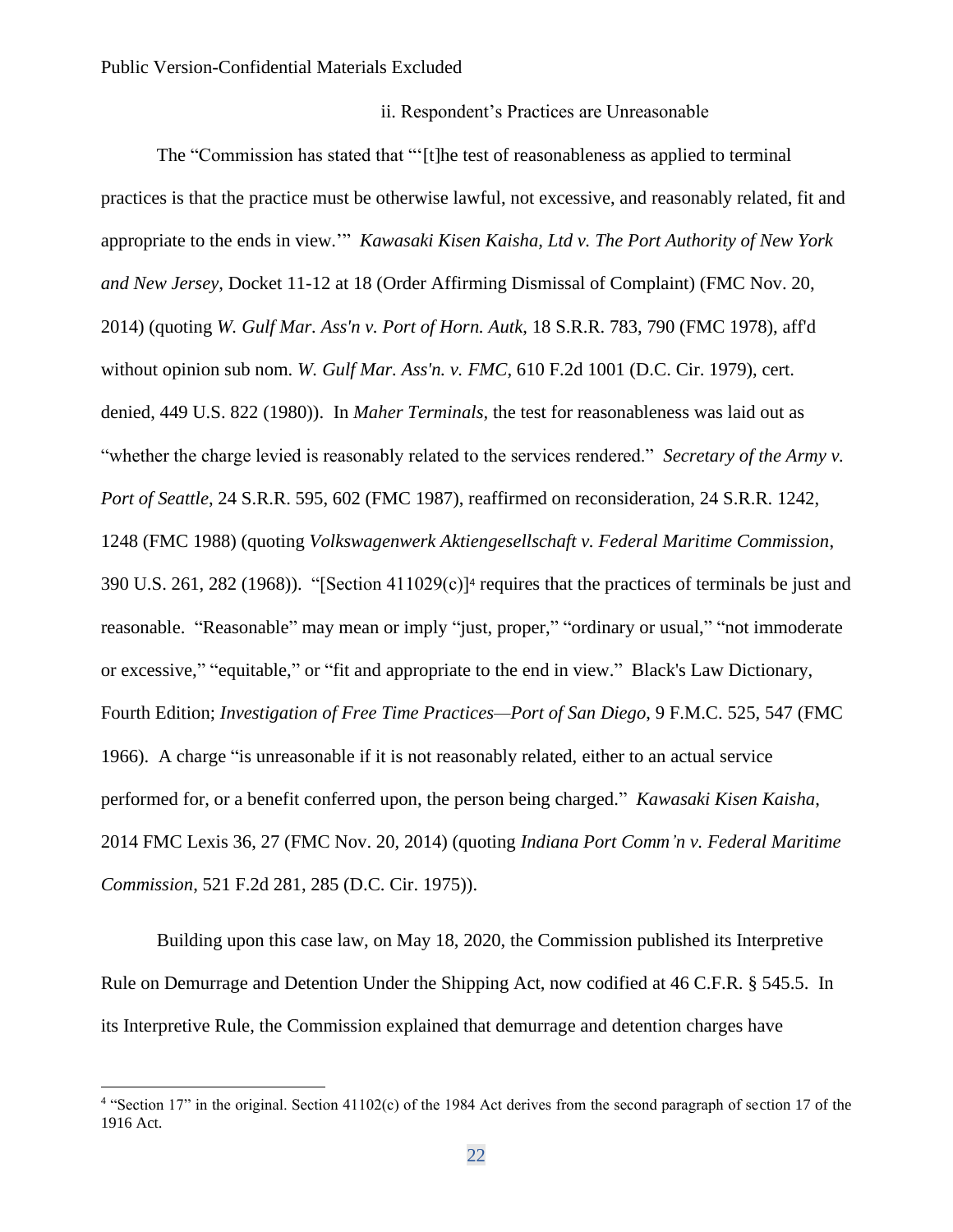ii. Respondent's Practices are Unreasonable

The "Commission has stated that "'[t]he test of reasonableness as applied to terminal practices is that the practice must be otherwise lawful, not excessive, and reasonably related, fit and appropriate to the ends in view.'" *Kawasaki Kisen Kaisha, Ltd v. The Port Authority of New York and New Jersey*, Docket 11-12 at 18 (Order Affirming Dismissal of Complaint) (FMC Nov. 20, 2014) (quoting *W. Gulf Mar. Ass'n v. Port of Horn. Autk*, 18 S.R.R. 783, 790 (FMC 1978), aff'd without opinion sub nom. *W. Gulf Mar. Ass'n. v. FMC*, 610 F.2d 1001 (D.C. Cir. 1979), cert. denied, 449 U.S. 822 (1980)). In *Maher Terminals*, the test for reasonableness was laid out as "whether the charge levied is reasonably related to the services rendered." *Secretary of the Army v. Port of Seattle*, 24 S.R.R. 595, 602 (FMC 1987), reaffirmed on reconsideration, 24 S.R.R. 1242, 1248 (FMC 1988) (quoting *Volkswagenwerk Aktiengesellschaft v. Federal Maritime Commission*, 390 U.S. 261, 282 (1968)). "[Section 411029(c)][4] requires that the practices of terminals be just and reasonable. "Reasonable" may mean or imply "just, proper," "ordinary or usual," "not immoderate or excessive," "equitable," or "fit and appropriate to the end in view." Black's Law Dictionary, Fourth Edition; *Investigation of Free Time Practices—Port of San Diego*, 9 F.M.C. 525, 547 (FMC 1966). A charge "is unreasonable if it is not reasonably related, either to an actual service performed for, or a benefit conferred upon, the person being charged." *Kawasaki Kisen Kaisha*, 2014 FMC Lexis 36, 27 (FMC Nov. 20, 2014) (quoting *Indiana Port Comm'n v. Federal Maritime Commission*, 521 F.2d 281, 285 (D.C. Cir. 1975)).

Building upon this case law, on May 18, 2020, the Commission published its Interpretive Rule on Demurrage and Detention Under the Shipping Act, now codified at 46 C.F.R. § 545.5. In its Interpretive Rule, the Commission explained that demurrage and detention charges have

[4] "Section 17" in the original. Section 41102(c) of the 1984 Act derives from the second paragraph of section 17 of the 1916 Act.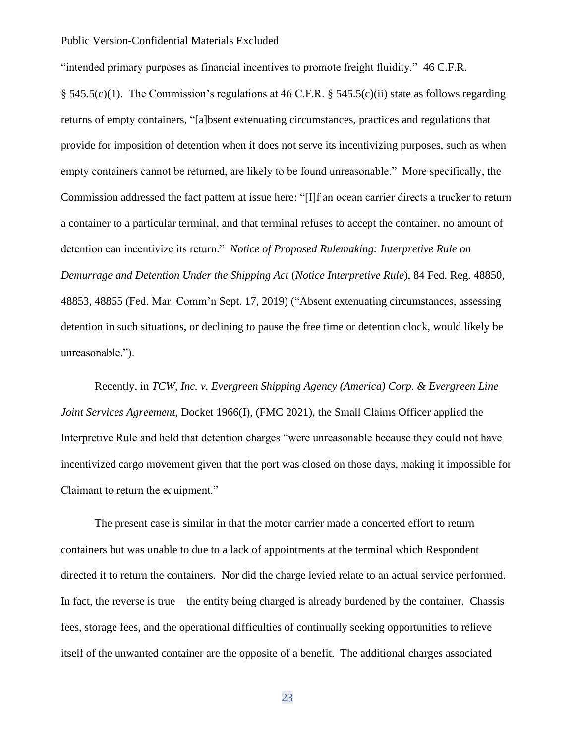"intended primary purposes as financial incentives to promote freight fluidity." 46 C.F.R. § 545.5(c)(1). The Commission's regulations at 46 C.F.R. § 545.5(c)(ii) state as follows regarding returns of empty containers, "[a]bsent extenuating circumstances, practices and regulations that provide for imposition of detention when it does not serve its incentivizing purposes, such as when empty containers cannot be returned, are likely to be found unreasonable." More specifically, the Commission addressed the fact pattern at issue here: "[I]f an ocean carrier directs a trucker to return a container to a particular terminal, and that terminal refuses to accept the container, no amount of detention can incentivize its return." *Notice of Proposed Rulemaking: Interpretive Rule on Demurrage and Detention Under the Shipping Act* (*Notice Interpretive Rule*), 84 Fed. Reg. 48850, 48853, 48855 (Fed. Mar. Comm'n Sept. 17, 2019) ("Absent extenuating circumstances, assessing detention in such situations, or declining to pause the free time or detention clock, would likely be unreasonable.").

Recently, in *TCW, Inc. v. Evergreen Shipping Agency (America) Corp. & Evergreen Line Joint Services Agreement*, Docket 1966(I), (FMC 2021), the Small Claims Officer applied the Interpretive Rule and held that detention charges "were unreasonable because they could not have incentivized cargo movement given that the port was closed on those days, making it impossible for Claimant to return the equipment."

The present case is similar in that the motor carrier made a concerted effort to return containers but was unable to due to a lack of appointments at the terminal which Respondent directed it to return the containers. Nor did the charge levied relate to an actual service performed. In fact, the reverse is true—the entity being charged is already burdened by the container. Chassis fees, storage fees, and the operational difficulties of continually seeking opportunities to relieve itself of the unwanted container are the opposite of a benefit. The additional charges associated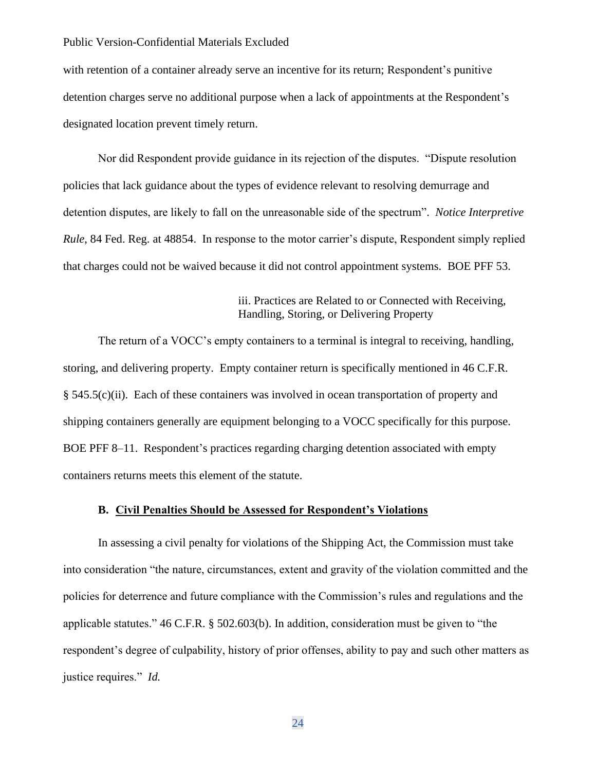with retention of a container already serve an incentive for its return; Respondent's punitive detention charges serve no additional purpose when a lack of appointments at the Respondent's designated location prevent timely return.

Nor did Respondent provide guidance in its rejection of the disputes. "Dispute resolution policies that lack guidance about the types of evidence relevant to resolving demurrage and detention disputes, are likely to fall on the unreasonable side of the spectrum". *Notice Interpretive Rule*, 84 Fed. Reg. at 48854. In response to the motor carrier's dispute, Respondent simply replied that charges could not be waived because it did not control appointment systems. BOE PFF 53.

iii. Practices are Related to or Connected with Receiving, Handling, Storing, or Delivering Property

The return of a VOCC's empty containers to a terminal is integral to receiving, handling, storing, and delivering property. Empty container return is specifically mentioned in 46 C.F.R. § 545.5(c)(ii). Each of these containers was involved in ocean transportation of property and shipping containers generally are equipment belonging to a VOCC specifically for this purpose. BOE PFF 8–11. Respondent's practices regarding charging detention associated with empty containers returns meets this element of the statute.

### B. <u>Civil Penalties Should be Assessed for Respondent's Violations</u>

In assessing a civil penalty for violations of the Shipping Act, the Commission must take into consideration "the nature, circumstances, extent and gravity of the violation committed and the policies for deterrence and future compliance with the Commission's rules and regulations and the applicable statutes." 46 C.F.R. § 502.603(b). In addition, consideration must be given to "the respondent's degree of culpability, history of prior offenses, ability to pay and such other matters as justice requires." *Id.*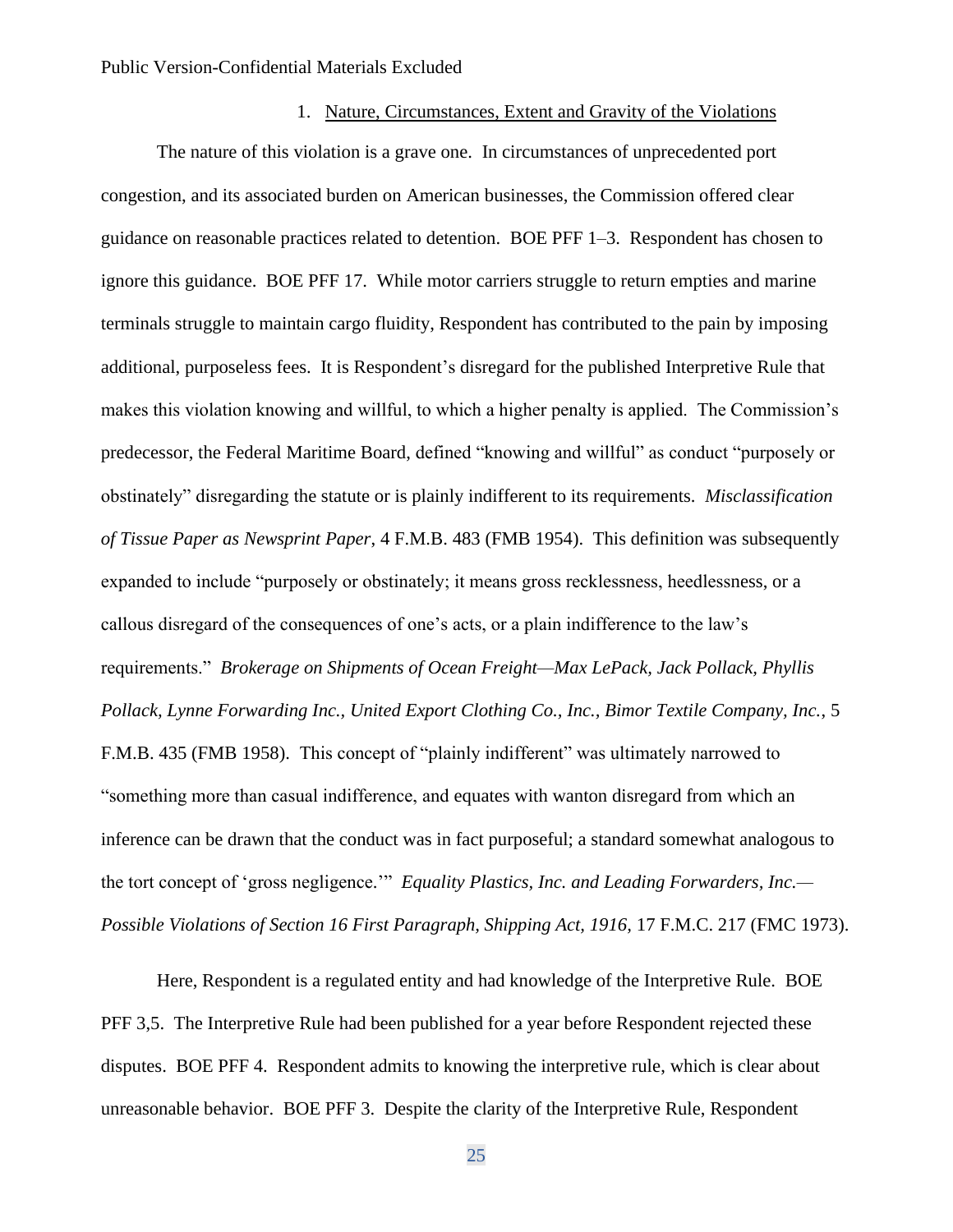1. Nature, Circumstances, Extent and Gravity of the Violations

The nature of this violation is a grave one. In circumstances of unprecedented port congestion, and its associated burden on American businesses, the Commission offered clear guidance on reasonable practices related to detention. BOE PFF 1–3. Respondent has chosen to ignore this guidance. BOE PFF 17. While motor carriers struggle to return empties and marine terminals struggle to maintain cargo fluidity, Respondent has contributed to the pain by imposing additional, purposeless fees. It is Respondent's disregard for the published Interpretive Rule that makes this violation knowing and willful, to which a higher penalty is applied. The Commission's predecessor, the Federal Maritime Board, defined "knowing and willful" as conduct "purposely or obstinately" disregarding the statute or is plainly indifferent to its requirements. *Misclassification of Tissue Paper as Newsprint Paper*, 4 F.M.B. 483 (FMB 1954). This definition was subsequently expanded to include "purposely or obstinately; it means gross recklessness, heedlessness, or a callous disregard of the consequences of one's acts, or a plain indifference to the law's requirements." *Brokerage on Shipments of Ocean Freight—Max LePack, Jack Pollack, Phyllis Pollack, Lynne Forwarding Inc., United Export Clothing Co., Inc., Bimor Textile Company, Inc.*, 5 F.M.B. 435 (FMB 1958). This concept of "plainly indifferent" was ultimately narrowed to "something more than casual indifference, and equates with wanton disregard from which an inference can be drawn that the conduct was in fact purposeful; a standard somewhat analogous to the tort concept of 'gross negligence.'" *Equality Plastics, Inc. and Leading Forwarders, Inc.—Possible Violations of Section 16 First Paragraph, Shipping Act, 1916,* 17 F.M.C. 217 (FMC 1973).

Here, Respondent is a regulated entity and had knowledge of the Interpretive Rule. BOE PFF 3,5. The Interpretive Rule had been published for a year before Respondent rejected these disputes. BOE PFF 4. Respondent admits to knowing the interpretive rule, which is clear about unreasonable behavior. BOE PFF 3. Despite the clarity of the Interpretive Rule, Respondent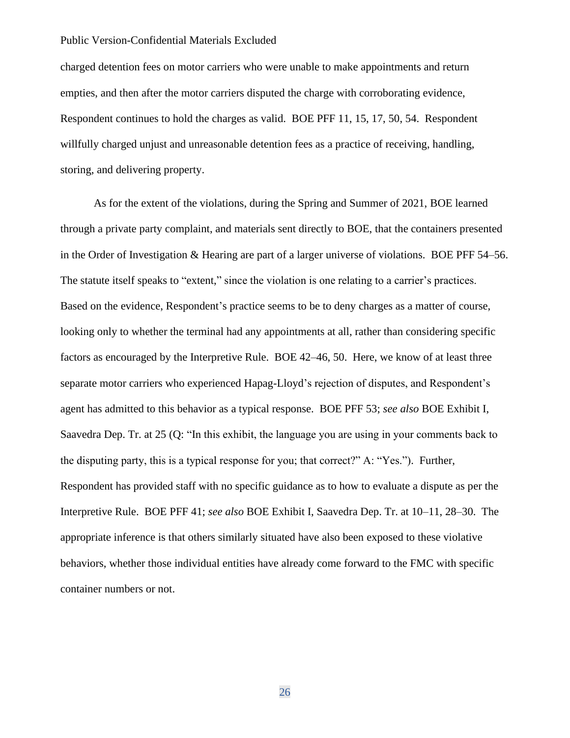charged detention fees on motor carriers who were unable to make appointments and return empties, and then after the motor carriers disputed the charge with corroborating evidence, Respondent continues to hold the charges as valid. BOE PFF 11, 15, 17, 50, 54. Respondent willfully charged unjust and unreasonable detention fees as a practice of receiving, handling, storing, and delivering property.

As for the extent of the violations, during the Spring and Summer of 2021, BOE learned through a private party complaint, and materials sent directly to BOE, that the containers presented in the Order of Investigation & Hearing are part of a larger universe of violations. BOE PFF 54–56. The statute itself speaks to "extent," since the violation is one relating to a carrier's practices. Based on the evidence, Respondent's practice seems to be to deny charges as a matter of course, looking only to whether the terminal had any appointments at all, rather than considering specific factors as encouraged by the Interpretive Rule. BOE 42–46, 50. Here, we know of at least three separate motor carriers who experienced Hapag-Lloyd's rejection of disputes, and Respondent's agent has admitted to this behavior as a typical response. BOE PFF 53; *see also* BOE Exhibit I, Saavedra Dep. Tr. at 25 (Q: "In this exhibit, the language you are using in your comments back to the disputing party, this is a typical response for you; that correct?" A: "Yes."). Further, Respondent has provided staff with no specific guidance as to how to evaluate a dispute as per the Interpretive Rule. BOE PFF 41; *see also* BOE Exhibit I, Saavedra Dep. Tr. at 10–11, 28–30. The appropriate inference is that others similarly situated have also been exposed to these violative behaviors, whether those individual entities have already come forward to the FMC with specific container numbers or not.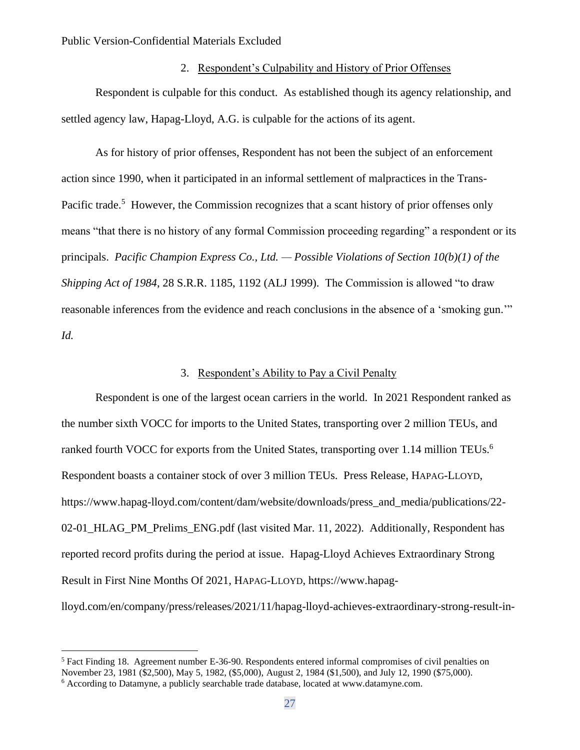2. Respondent's Culpability and History of Prior Offenses

Respondent is culpable for this conduct. As established though its agency relationship, and settled agency law, Hapag-Lloyd, A.G. is culpable for the actions of its agent.

As for history of prior offenses, Respondent has not been the subject of an enforcement action since 1990, when it participated in an informal settlement of malpractices in the Trans-Pacific trade.[5] However, the Commission recognizes that a scant history of prior offenses only means "that there is no history of any formal Commission proceeding regarding" a respondent or its principals. *Pacific Champion Express Co., Ltd. — Possible Violations of Section 10(b)(1) of the Shipping Act of 1984*, 28 S.R.R. 1185, 1192 (ALJ 1999). The Commission is allowed "to draw reasonable inferences from the evidence and reach conclusions in the absence of a 'smoking gun.'" *Id.*

3. Respondent's Ability to Pay a Civil Penalty

Respondent is one of the largest ocean carriers in the world. In 2021 Respondent ranked as the number sixth VOCC for imports to the United States, transporting over 2 million TEUs, and ranked fourth VOCC for exports from the United States, transporting over 1.14 million TEUs.[6] Respondent boasts a container stock of over 3 million TEUs. Press Release, HAPAG-LLOYD, https://www.hapag-lloyd.com/content/dam/website/downloads/press_and_media/publications/22-02-01_HLAG_PM_Prelims_ENG.pdf (last visited Mar. 11, 2022). Additionally, Respondent has reported record profits during the period at issue. Hapag-Lloyd Achieves Extraordinary Strong Result in First Nine Months Of 2021, HAPAG-LLOYD, https://www.hapag-lloyd.com/en/company/press/releases/2021/11/hapag-lloyd-achieves-extraordinary-strong-result-in-

[5] Fact Finding 18. Agreement number E-36-90. Respondents entered informal compromises of civil penalties on November 23, 1981 ($2,500), May 5, 1982, ($5,000), August 2, 1984 ($1,500), and July 12, 1990 ($75,000).

[6] According to Datamyne, a publicly searchable trade database, located at www.datamyne.com.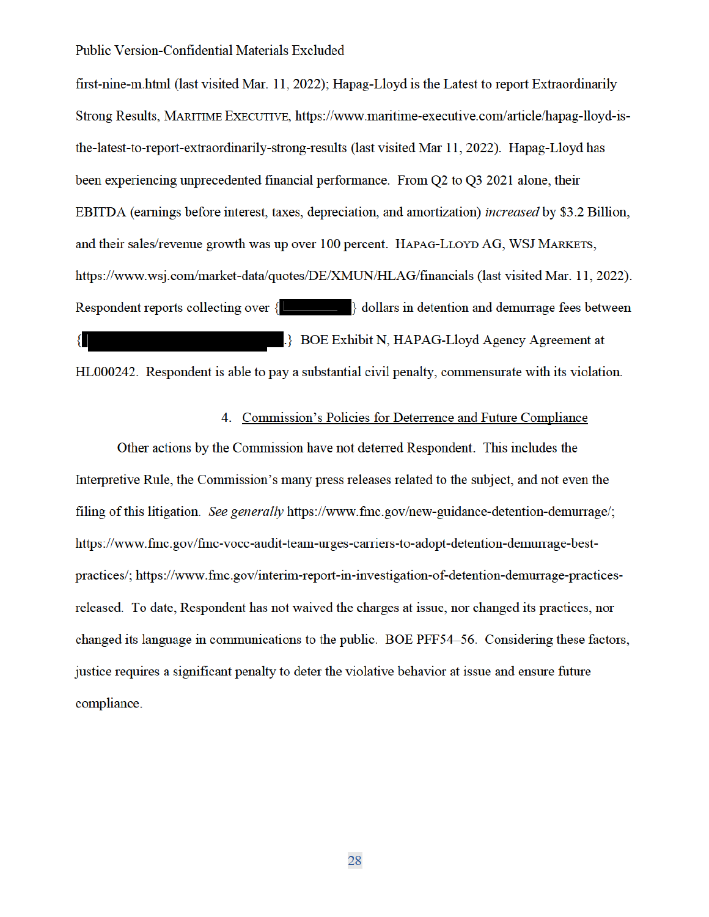first-nine-m.html (last visited Mar. 11, 2022); Hapag-Lloyd is the Latest to report Extraordinarily Strong Results, MARITIME EXECUTIVE, https://www.maritime-executive.com/article/hapag-lloyd-is-the-latest-to-report-extraordinarily-strong-results (last visited Mar 11, 2022). Hapag-Lloyd has been experiencing unprecedented financial performance. From Q2 to Q3 2021 alone, their EBITDA (earnings before interest, taxes, depreciation, and amortization) *increased* by $3.2 Billion, and their sales/revenue growth was up over 100 percent. HAPAG-LLOYD AG, WSJ MARKETS, https://www.wsj.com/market-data/quotes/DE/XMUN/HLAG/financials (last visited Mar. 11, 2022). Respondent reports collecting over {[REDACTED]} dollars in detention and demurrage fees between {[REDACTED].} BOE Exhibit N, HAPAG-Lloyd Agency Agreement at HL000242. Respondent is able to pay a substantial civil penalty, commensurate with its violation.

4. <u>Commission's Policies for Deterrence and Future Compliance</u>

Other actions by the Commission have not deterred Respondent. This includes the Interpretive Rule, the Commission's many press releases related to the subject, and not even the filing of this litigation. *See generally* https://www.fmc.gov/new-guidance-detention-demurrage/; https://www.fmc.gov/fmc-vocc-audit-team-urges-carriers-to-adopt-detention-demurrage-best-practices/; https://www.fmc.gov/interim-report-in-investigation-of-detention-demurrage-practices-released. To date, Respondent has not waived the charges at issue, nor changed its practices, nor changed its language in communications to the public. BOE PFF54–56. Considering these factors, justice requires a significant penalty to deter the violative behavior at issue and ensure future compliance.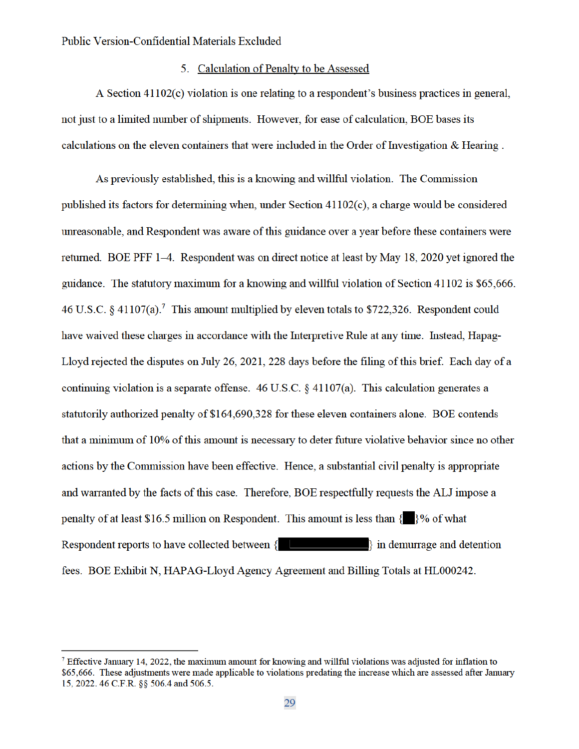Public Version-Confidential Materials Excluded

### 5. Calculation of Penalty to be Assessed

A Section 41102(c) violation is one relating to a respondent's business practices in general, not just to a limited number of shipments. However, for ease of calculation, BOE bases its calculations on the eleven containers that were included in the Order of Investigation & Hearing .

As previously established, this is a knowing and willful violation. The Commission published its factors for determining when, under Section 41102(c), a charge would be considered unreasonable, and Respondent was aware of this guidance over a year before these containers were returned. BOE PFF 1–4. Respondent was on direct notice at least by May 18, 2020 yet ignored the guidance. The statutory maximum for a knowing and willful violation of Section 41102 is $65,666. 46 U.S.C. § 41107(a).[7] This amount multiplied by eleven totals to $722,326. Respondent could have waived these charges in accordance with the Interpretive Rule at any time. Instead, Hapag-Lloyd rejected the disputes on July 26, 2021, 228 days before the filing of this brief. Each day of a continuing violation is a separate offense. 46 U.S.C. § 41107(a). This calculation generates a statutorily authorized penalty of $164,690,328 for these eleven containers alone. BOE contends that a minimum of 10% of this amount is necessary to deter future violative behavior since no other actions by the Commission have been effective. Hence, a substantial civil penalty is appropriate and warranted by the facts of this case. Therefore, BOE respectfully requests the ALJ impose a penalty of at least $16.5 million on Respondent. This amount is less than {█}% of what Respondent reports to have collected between {█████████} in demurrage and detention fees. BOE Exhibit N, HAPAG-Lloyd Agency Agreement and Billing Totals at HL000242.

---

[7] Effective January 14, 2022, the maximum amount for knowing and willful violations was adjusted for inflation to $65,666. These adjustments were made applicable to violations predating the increase which are assessed after January 15, 2022. 46 C.F.R. §§ 506.4 and 506.5.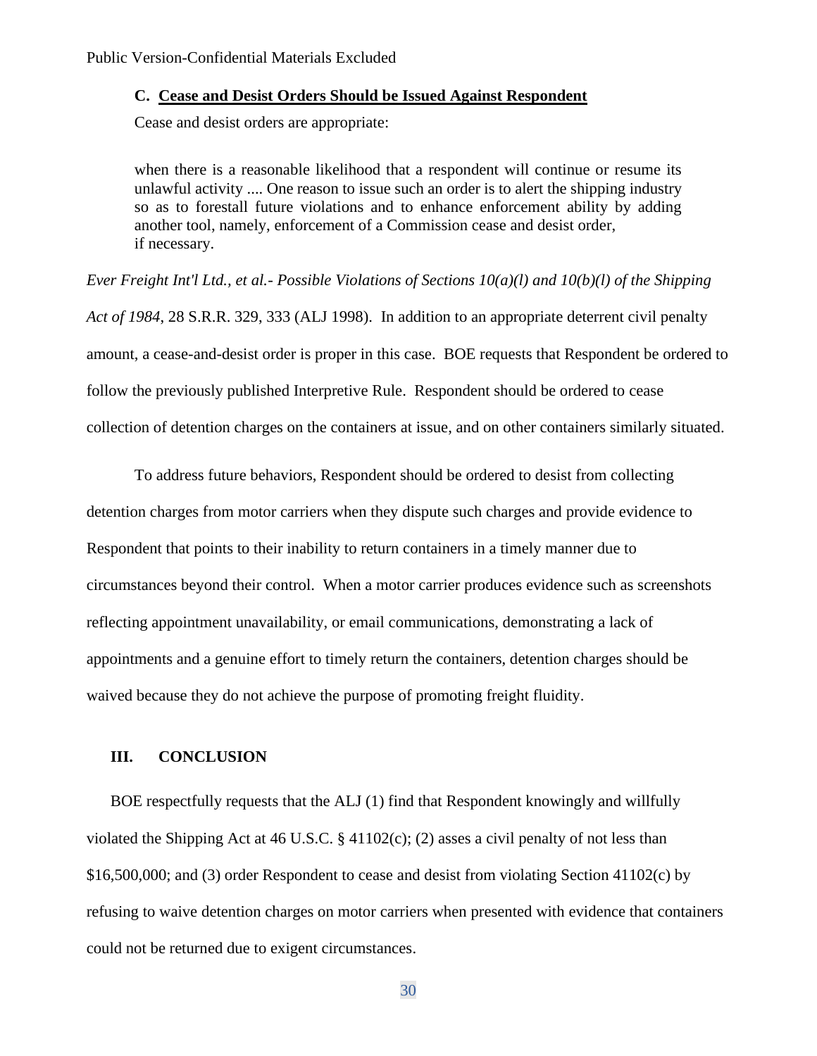### C. Cease and Desist Orders Should be Issued Against Respondent

Cease and desist orders are appropriate:

> when there is a reasonable likelihood that a respondent will continue or resume its unlawful activity .... One reason to issue such an order is to alert the shipping industry so as to forestall future violations and to enhance enforcement ability by adding another tool, namely, enforcement of a Commission cease and desist order, if necessary.

*Ever Freight Int'l Ltd., et al.- Possible Violations of Sections 10(a)(l) and 10(b)(l) of the Shipping Act of 1984*, 28 S.R.R. 329, 333 (ALJ 1998). In addition to an appropriate deterrent civil penalty amount, a cease-and-desist order is proper in this case. BOE requests that Respondent be ordered to follow the previously published Interpretive Rule. Respondent should be ordered to cease collection of detention charges on the containers at issue, and on other containers similarly situated.

To address future behaviors, Respondent should be ordered to desist from collecting detention charges from motor carriers when they dispute such charges and provide evidence to Respondent that points to their inability to return containers in a timely manner due to circumstances beyond their control. When a motor carrier produces evidence such as screenshots reflecting appointment unavailability, or email communications, demonstrating a lack of appointments and a genuine effort to timely return the containers, detention charges should be waived because they do not achieve the purpose of promoting freight fluidity.

## III. CONCLUSION

BOE respectfully requests that the ALJ (1) find that Respondent knowingly and willfully violated the Shipping Act at 46 U.S.C. § 41102(c); (2) asses a civil penalty of not less than $16,500,000; and (3) order Respondent to cease and desist from violating Section 41102(c) by refusing to waive detention charges on motor carriers when presented with evidence that containers could not be returned due to exigent circumstances.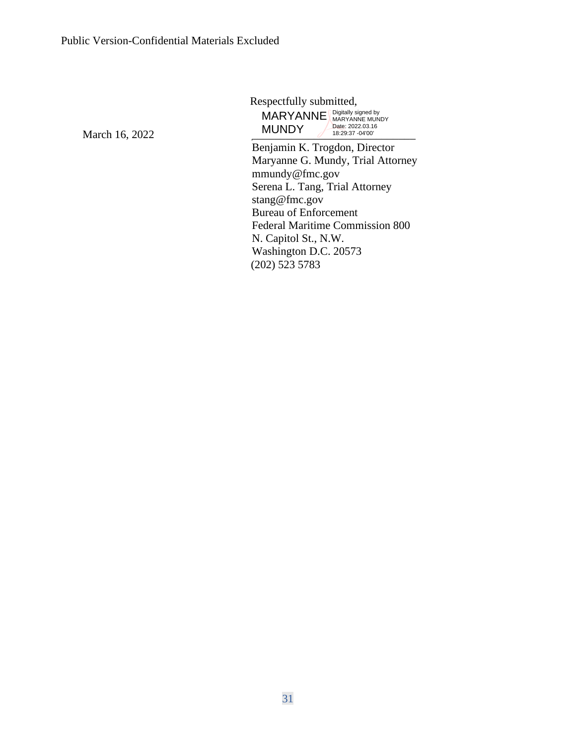Public Version-Confidential Materials Excluded

Respectfully submitted,

MARYANNE MUNDY — Digitally signed by MARYANNE MUNDY Date: 2022.03.16 18:29:37 -04'00'

March 16, 2022

Benjamin K. Trogdon, Director
Maryanne G. Mundy, Trial Attorney
mmundy@fmc.gov
Serena L. Tang, Trial Attorney
stang@fmc.gov
Bureau of Enforcement
Federal Maritime Commission 800
N. Capitol St., N.W.
Washington D.C. 20573
(202) 523 5783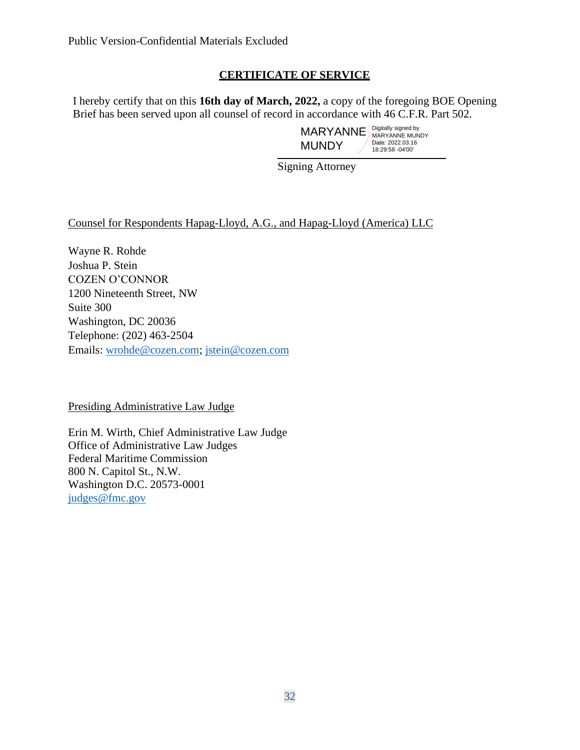Public Version-Confidential Materials Excluded

## CERTIFICATE OF SERVICE

I hereby certify that on this **16th day of March, 2022,** a copy of the foregoing BOE Opening Brief has been served upon all counsel of record in accordance with 46 C.F.R. Part 502.

MARYANNE MUNDY Digitally signed by MARYANNE MUNDY Date: 2022.03.16 18:29:58 -04'00'

Signing Attorney

Counsel for Respondents Hapag-Lloyd, A.G., and Hapag-Lloyd (America) LLC

Wayne R. Rohde
Joshua P. Stein
COZEN O'CONNOR
1200 Nineteenth Street, NW
Suite 300
Washington, DC 20036
Telephone: (202) 463-2504
Emails: wrohde@cozen.com; jstein@cozen.com

Presiding Administrative Law Judge

Erin M. Wirth, Chief Administrative Law Judge
Office of Administrative Law Judges
Federal Maritime Commission
800 N. Capitol St., N.W.
Washington D.C. 20573-0001
judges@fmc.gov